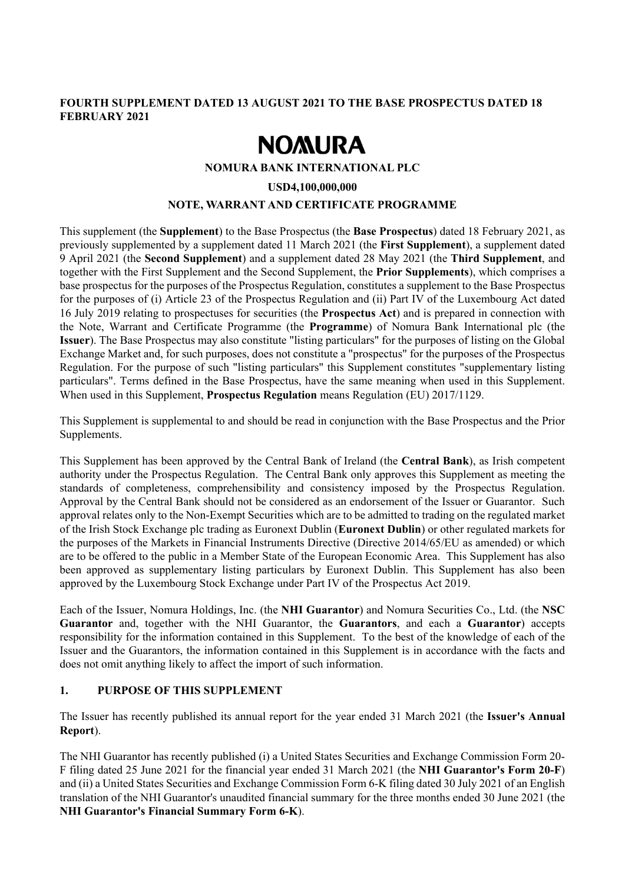**FOURTH SUPPLEMENT DATED 13 AUGUST 2021 TO THE BASE PROSPECTUS DATED 18 FEBRUARY 2021**

# NOMURA

**NOMURA BANK INTERNATIONAL PLC**

**USD4,100,000,000**

**NOTE, WARRANT AND CERTIFICATE PROGRAMME**

This supplement (the **Supplement**) to the Base Prospectus (the **Base Prospectus**) dated 18 February 2021, as previously supplemented by a supplement dated 11 March 2021 (the **First Supplement**), a supplement dated 9 April 2021 (the **Second Supplement**) and a supplement dated 28 May 2021 (the **Third Supplement**, and together with the First Supplement and the Second Supplement, the **Prior Supplements**), which comprises a base prospectus for the purposes of the Prospectus Regulation, constitutes a supplement to the Base Prospectus for the purposes of (i) Article 23 of the Prospectus Regulation and (ii) Part IV of the Luxembourg Act dated 16 July 2019 relating to prospectuses for securities (the **Prospectus Act**) and is prepared in connection with the Note, Warrant and Certificate Programme (the **Programme**) of Nomura Bank International plc (the **Issuer**). The Base Prospectus may also constitute "listing particulars" for the purposes of listing on the Global Exchange Market and, for such purposes, does not constitute a "prospectus" for the purposes of the Prospectus Regulation. For the purpose of such "listing particulars" this Supplement constitutes "supplementary listing particulars". Terms defined in the Base Prospectus, have the same meaning when used in this Supplement. When used in this Supplement, **Prospectus Regulation** means Regulation (EU) 2017/1129.

This Supplement is supplemental to and should be read in conjunction with the Base Prospectus and the Prior Supplements.

This Supplement has been approved by the Central Bank of Ireland (the **Central Bank**), as Irish competent authority under the Prospectus Regulation. The Central Bank only approves this Supplement as meeting the standards of completeness, comprehensibility and consistency imposed by the Prospectus Regulation. Approval by the Central Bank should not be considered as an endorsement of the Issuer or Guarantor. Such approval relates only to the Non-Exempt Securities which are to be admitted to trading on the regulated market of the Irish Stock Exchange plc trading as Euronext Dublin (**Euronext Dublin**) or other regulated markets for the purposes of the Markets in Financial Instruments Directive (Directive 2014/65/EU as amended) or which are to be offered to the public in a Member State of the European Economic Area. This Supplement has also been approved as supplementary listing particulars by Euronext Dublin. This Supplement has also been approved by the Luxembourg Stock Exchange under Part IV of the Prospectus Act 2019.

Each of the Issuer, Nomura Holdings, Inc. (the **NHI Guarantor**) and Nomura Securities Co., Ltd. (the **NSC Guarantor** and, together with the NHI Guarantor, the **Guarantors**, and each a **Guarantor**) accepts responsibility for the information contained in this Supplement. To the best of the knowledge of each of the Issuer and the Guarantors, the information contained in this Supplement is in accordance with the facts and does not omit anything likely to affect the import of such information.

## 1. PURPOSE OF THIS SUPPLEMENT

The Issuer has recently published its annual report for the year ended 31 March 2021 (the **Issuer's Annual Report**).

The NHI Guarantor has recently published (i) a United States Securities and Exchange Commission Form 20-F filing dated 25 June 2021 for the financial year ended 31 March 2021 (the **NHI Guarantor's Form 20-F**) and (ii) a United States Securities and Exchange Commission Form 6-K filing dated 30 July 2021 of an English translation of the NHI Guarantor's unaudited financial summary for the three months ended 30 June 2021 (the **NHI Guarantor's Financial Summary Form 6-K**).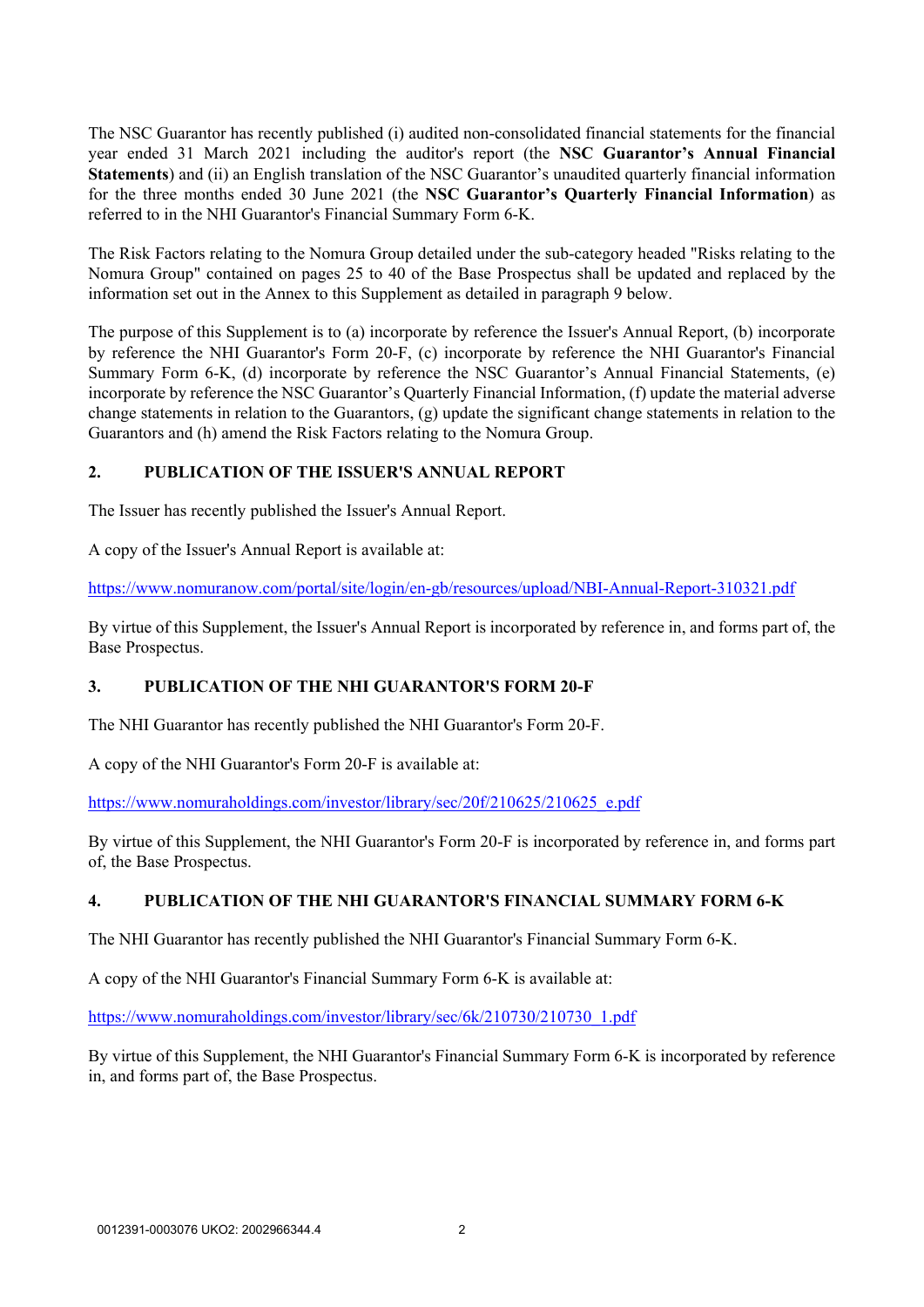The NSC Guarantor has recently published (i) audited non-consolidated financial statements for the financial year ended 31 March 2021 including the auditor's report (the **NSC Guarantor's Annual Financial Statements**) and (ii) an English translation of the NSC Guarantor's unaudited quarterly financial information for the three months ended 30 June 2021 (the **NSC Guarantor's Quarterly Financial Information**) as referred to in the NHI Guarantor's Financial Summary Form 6-K.

The Risk Factors relating to the Nomura Group detailed under the sub-category headed "Risks relating to the Nomura Group" contained on pages 25 to 40 of the Base Prospectus shall be updated and replaced by the information set out in the Annex to this Supplement as detailed in paragraph 9 below.

The purpose of this Supplement is to (a) incorporate by reference the Issuer's Annual Report, (b) incorporate by reference the NHI Guarantor's Form 20-F, (c) incorporate by reference the NHI Guarantor's Financial Summary Form 6-K, (d) incorporate by reference the NSC Guarantor's Annual Financial Statements, (e) incorporate by reference the NSC Guarantor's Quarterly Financial Information, (f) update the material adverse change statements in relation to the Guarantors, (g) update the significant change statements in relation to the Guarantors and (h) amend the Risk Factors relating to the Nomura Group.

## 2. PUBLICATION OF THE ISSUER'S ANNUAL REPORT

The Issuer has recently published the Issuer's Annual Report.

A copy of the Issuer's Annual Report is available at:

https://www.nomuranow.com/portal/site/login/en-gb/resources/upload/NBI-Annual-Report-310321.pdf

By virtue of this Supplement, the Issuer's Annual Report is incorporated by reference in, and forms part of, the Base Prospectus.

## 3. PUBLICATION OF THE NHI GUARANTOR'S FORM 20-F

The NHI Guarantor has recently published the NHI Guarantor's Form 20-F.

A copy of the NHI Guarantor's Form 20-F is available at:

https://www.nomuraholdings.com/investor/library/sec/20f/210625/210625_e.pdf

By virtue of this Supplement, the NHI Guarantor's Form 20-F is incorporated by reference in, and forms part of, the Base Prospectus.

## 4. PUBLICATION OF THE NHI GUARANTOR'S FINANCIAL SUMMARY FORM 6-K

The NHI Guarantor has recently published the NHI Guarantor's Financial Summary Form 6-K.

A copy of the NHI Guarantor's Financial Summary Form 6-K is available at:

https://www.nomuraholdings.com/investor/library/sec/6k/210730/210730_1.pdf

By virtue of this Supplement, the NHI Guarantor's Financial Summary Form 6-K is incorporated by reference in, and forms part of, the Base Prospectus.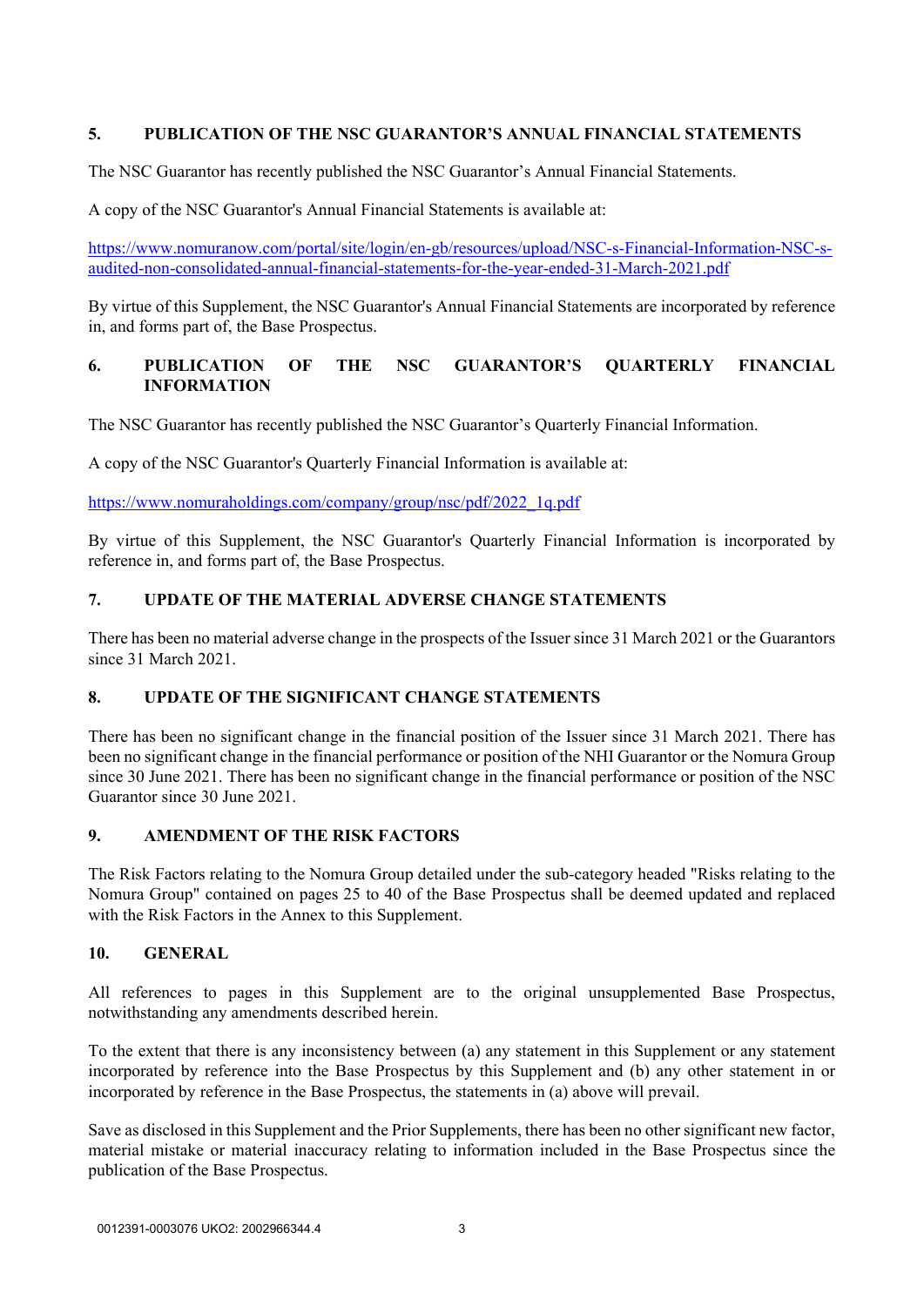## 5. PUBLICATION OF THE NSC GUARANTOR'S ANNUAL FINANCIAL STATEMENTS

The NSC Guarantor has recently published the NSC Guarantor's Annual Financial Statements.

A copy of the NSC Guarantor's Annual Financial Statements is available at:

https://www.nomuranow.com/portal/site/login/en-gb/resources/upload/NSC-s-Financial-Information-NSC-s-audited-non-consolidated-annual-financial-statements-for-the-year-ended-31-March-2021.pdf

By virtue of this Supplement, the NSC Guarantor's Annual Financial Statements are incorporated by reference in, and forms part of, the Base Prospectus.

## 6. PUBLICATION OF THE NSC GUARANTOR'S QUARTERLY FINANCIAL INFORMATION

The NSC Guarantor has recently published the NSC Guarantor's Quarterly Financial Information.

A copy of the NSC Guarantor's Quarterly Financial Information is available at:

https://www.nomuraholdings.com/company/group/nsc/pdf/2022_1q.pdf

By virtue of this Supplement, the NSC Guarantor's Quarterly Financial Information is incorporated by reference in, and forms part of, the Base Prospectus.

## 7. UPDATE OF THE MATERIAL ADVERSE CHANGE STATEMENTS

There has been no material adverse change in the prospects of the Issuer since 31 March 2021 or the Guarantors since 31 March 2021.

## 8. UPDATE OF THE SIGNIFICANT CHANGE STATEMENTS

There has been no significant change in the financial position of the Issuer since 31 March 2021. There has been no significant change in the financial performance or position of the NHI Guarantor or the Nomura Group since 30 June 2021. There has been no significant change in the financial performance or position of the NSC Guarantor since 30 June 2021.

## 9. AMENDMENT OF THE RISK FACTORS

The Risk Factors relating to the Nomura Group detailed under the sub-category headed "Risks relating to the Nomura Group" contained on pages 25 to 40 of the Base Prospectus shall be deemed updated and replaced with the Risk Factors in the Annex to this Supplement.

## 10. GENERAL

All references to pages in this Supplement are to the original unsupplemented Base Prospectus, notwithstanding any amendments described herein.

To the extent that there is any inconsistency between (a) any statement in this Supplement or any statement incorporated by reference into the Base Prospectus by this Supplement and (b) any other statement in or incorporated by reference in the Base Prospectus, the statements in (a) above will prevail.

Save as disclosed in this Supplement and the Prior Supplements, there has been no other significant new factor, material mistake or material inaccuracy relating to information included in the Base Prospectus since the publication of the Base Prospectus.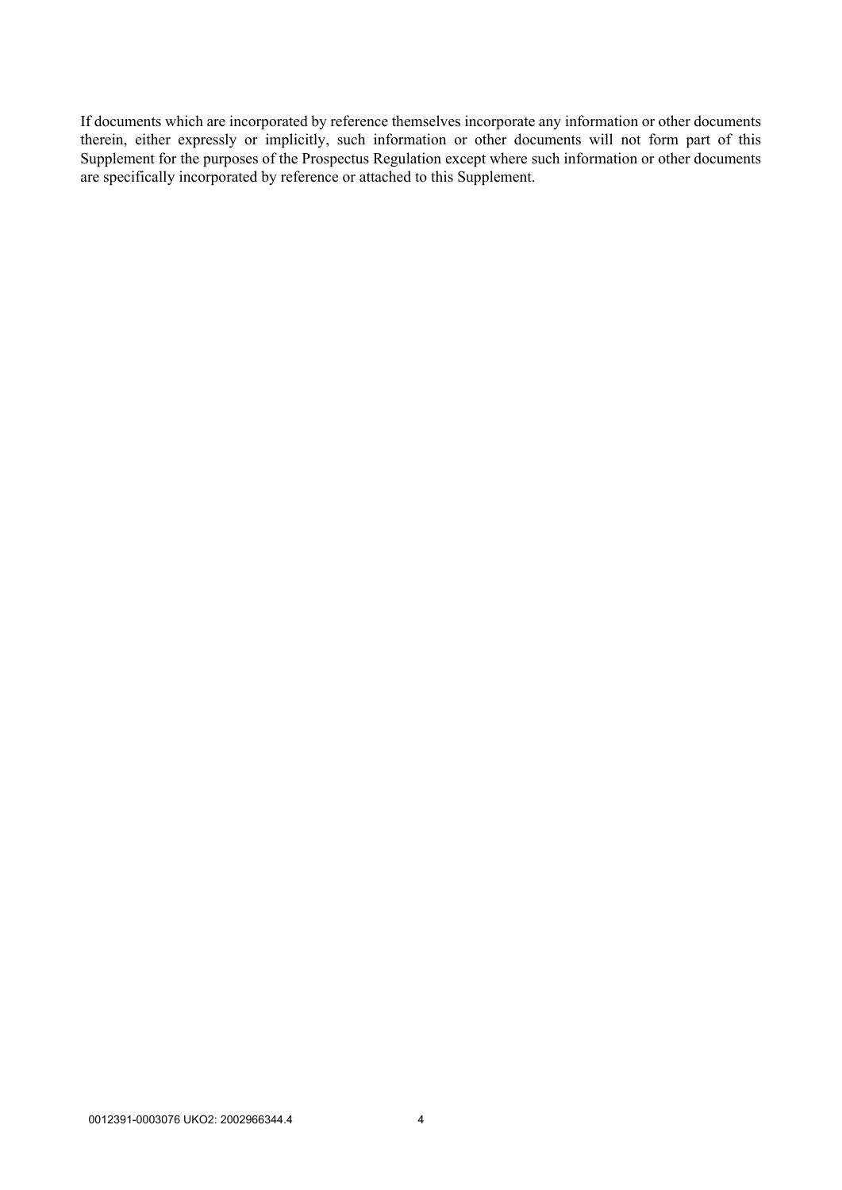If documents which are incorporated by reference themselves incorporate any information or other documents therein, either expressly or implicitly, such information or other documents will not form part of this Supplement for the purposes of the Prospectus Regulation except where such information or other documents are specifically incorporated by reference or attached to this Supplement.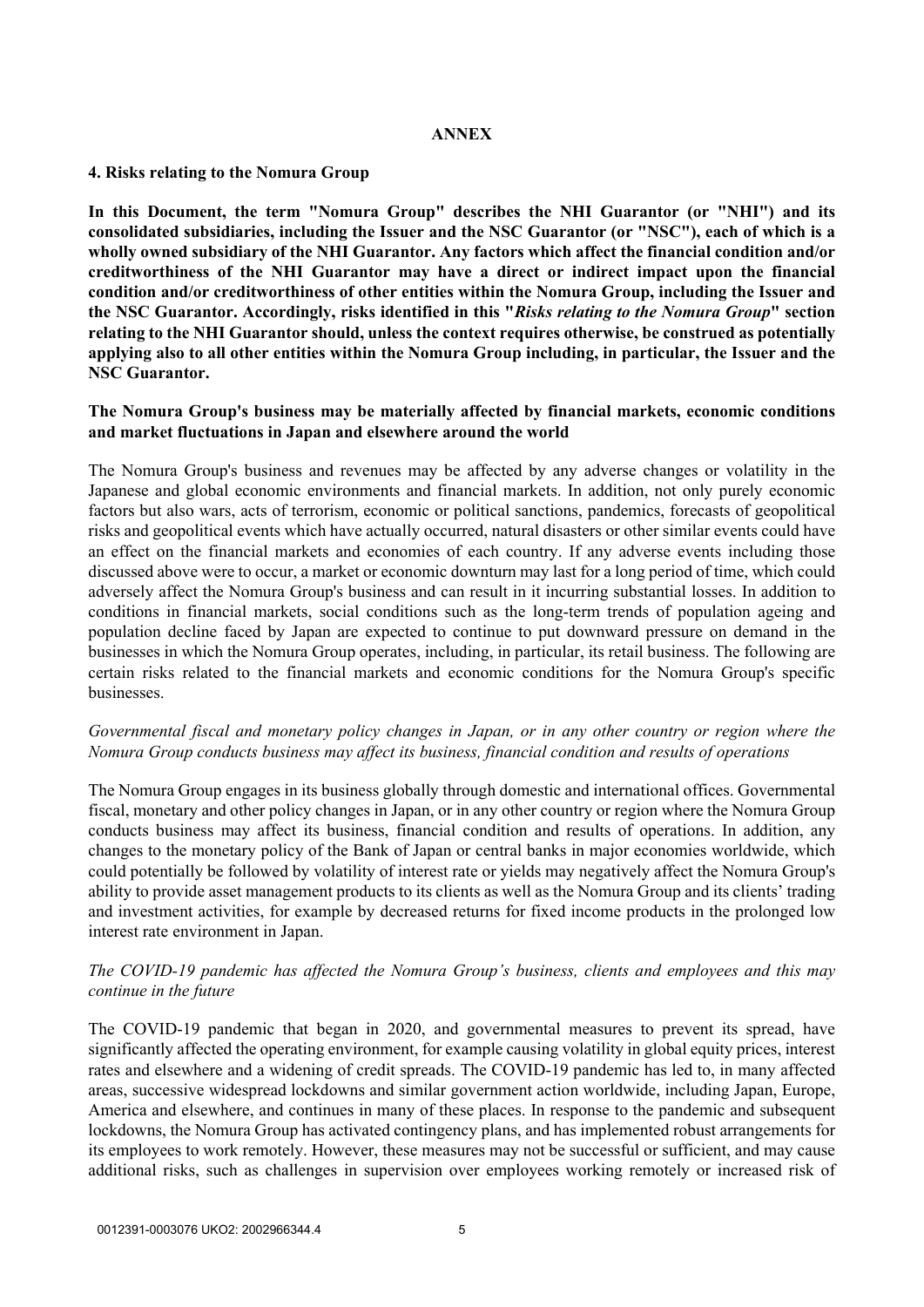# ANNEX

## 4. Risks relating to the Nomura Group

**In this Document, the term "Nomura Group" describes the NHI Guarantor (or "NHI") and its consolidated subsidiaries, including the Issuer and the NSC Guarantor (or "NSC"), each of which is a wholly owned subsidiary of the NHI Guarantor. Any factors which affect the financial condition and/or creditworthiness of the NHI Guarantor may have a direct or indirect impact upon the financial condition and/or creditworthiness of other entities within the Nomura Group, including the Issuer and the NSC Guarantor. Accordingly, risks identified in this "*Risks relating to the Nomura Group*" section relating to the NHI Guarantor should, unless the context requires otherwise, be construed as potentially applying also to all other entities within the Nomura Group including, in particular, the Issuer and the NSC Guarantor.**

### The Nomura Group's business may be materially affected by financial markets, economic conditions and market fluctuations in Japan and elsewhere around the world

The Nomura Group's business and revenues may be affected by any adverse changes or volatility in the Japanese and global economic environments and financial markets. In addition, not only purely economic factors but also wars, acts of terrorism, economic or political sanctions, pandemics, forecasts of geopolitical risks and geopolitical events which have actually occurred, natural disasters or other similar events could have an effect on the financial markets and economies of each country. If any adverse events including those discussed above were to occur, a market or economic downturn may last for a long period of time, which could adversely affect the Nomura Group's business and can result in it incurring substantial losses. In addition to conditions in financial markets, social conditions such as the long-term trends of population ageing and population decline faced by Japan are expected to continue to put downward pressure on demand in the businesses in which the Nomura Group operates, including, in particular, its retail business. The following are certain risks related to the financial markets and economic conditions for the Nomura Group's specific businesses.

*Governmental fiscal and monetary policy changes in Japan, or in any other country or region where the Nomura Group conducts business may affect its business, financial condition and results of operations*

The Nomura Group engages in its business globally through domestic and international offices. Governmental fiscal, monetary and other policy changes in Japan, or in any other country or region where the Nomura Group conducts business may affect its business, financial condition and results of operations. In addition, any changes to the monetary policy of the Bank of Japan or central banks in major economies worldwide, which could potentially be followed by volatility of interest rate or yields may negatively affect the Nomura Group's ability to provide asset management products to its clients as well as the Nomura Group and its clients' trading and investment activities, for example by decreased returns for fixed income products in the prolonged low interest rate environment in Japan.

*The COVID-19 pandemic has affected the Nomura Group's business, clients and employees and this may continue in the future*

The COVID-19 pandemic that began in 2020, and governmental measures to prevent its spread, have significantly affected the operating environment, for example causing volatility in global equity prices, interest rates and elsewhere and a widening of credit spreads. The COVID-19 pandemic has led to, in many affected areas, successive widespread lockdowns and similar government action worldwide, including Japan, Europe, America and elsewhere, and continues in many of these places. In response to the pandemic and subsequent lockdowns, the Nomura Group has activated contingency plans, and has implemented robust arrangements for its employees to work remotely. However, these measures may not be successful or sufficient, and may cause additional risks, such as challenges in supervision over employees working remotely or increased risk of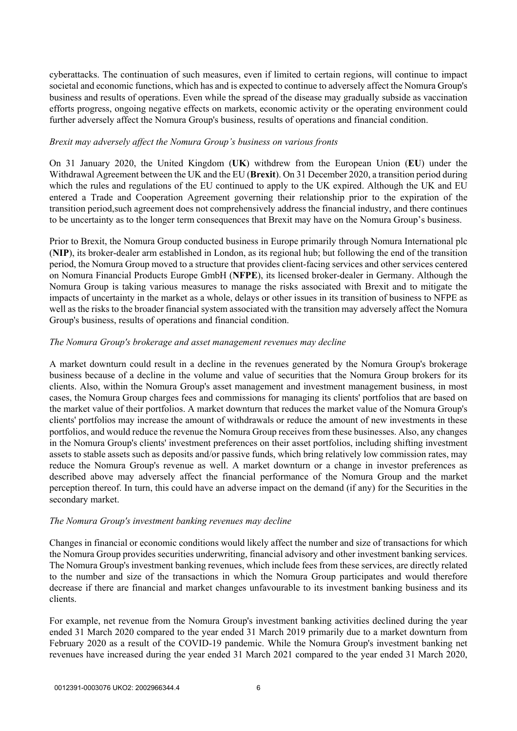cyberattacks. The continuation of such measures, even if limited to certain regions, will continue to impact societal and economic functions, which has and is expected to continue to adversely affect the Nomura Group's business and results of operations. Even while the spread of the disease may gradually subside as vaccination efforts progress, ongoing negative effects on markets, economic activity or the operating environment could further adversely affect the Nomura Group's business, results of operations and financial condition.

*Brexit may adversely affect the Nomura Group's business on various fronts*

On 31 January 2020, the United Kingdom (**UK**) withdrew from the European Union (**EU**) under the Withdrawal Agreement between the UK and the EU (**Brexit**). On 31 December 2020, a transition period during which the rules and regulations of the EU continued to apply to the UK expired. Although the UK and EU entered a Trade and Cooperation Agreement governing their relationship prior to the expiration of the transition period,such agreement does not comprehensively address the financial industry, and there continues to be uncertainty as to the longer term consequences that Brexit may have on the Nomura Group's business.

Prior to Brexit, the Nomura Group conducted business in Europe primarily through Nomura International plc (**NIP**), its broker-dealer arm established in London, as its regional hub; but following the end of the transition period, the Nomura Group moved to a structure that provides client-facing services and other services centered on Nomura Financial Products Europe GmbH (**NFPE**), its licensed broker-dealer in Germany. Although the Nomura Group is taking various measures to manage the risks associated with Brexit and to mitigate the impacts of uncertainty in the market as a whole, delays or other issues in its transition of business to NFPE as well as the risks to the broader financial system associated with the transition may adversely affect the Nomura Group's business, results of operations and financial condition.

*The Nomura Group's brokerage and asset management revenues may decline*

A market downturn could result in a decline in the revenues generated by the Nomura Group's brokerage business because of a decline in the volume and value of securities that the Nomura Group brokers for its clients. Also, within the Nomura Group's asset management and investment management business, in most cases, the Nomura Group charges fees and commissions for managing its clients' portfolios that are based on the market value of their portfolios. A market downturn that reduces the market value of the Nomura Group's clients' portfolios may increase the amount of withdrawals or reduce the amount of new investments in these portfolios, and would reduce the revenue the Nomura Group receives from these businesses. Also, any changes in the Nomura Group's clients' investment preferences on their asset portfolios, including shifting investment assets to stable assets such as deposits and/or passive funds, which bring relatively low commission rates, may reduce the Nomura Group's revenue as well. A market downturn or a change in investor preferences as described above may adversely affect the financial performance of the Nomura Group and the market perception thereof. In turn, this could have an adverse impact on the demand (if any) for the Securities in the secondary market.

*The Nomura Group's investment banking revenues may decline*

Changes in financial or economic conditions would likely affect the number and size of transactions for which the Nomura Group provides securities underwriting, financial advisory and other investment banking services. The Nomura Group's investment banking revenues, which include fees from these services, are directly related to the number and size of the transactions in which the Nomura Group participates and would therefore decrease if there are financial and market changes unfavourable to its investment banking business and its clients.

For example, net revenue from the Nomura Group's investment banking activities declined during the year ended 31 March 2020 compared to the year ended 31 March 2019 primarily due to a market downturn from February 2020 as a result of the COVID-19 pandemic. While the Nomura Group's investment banking net revenues have increased during the year ended 31 March 2021 compared to the year ended 31 March 2020,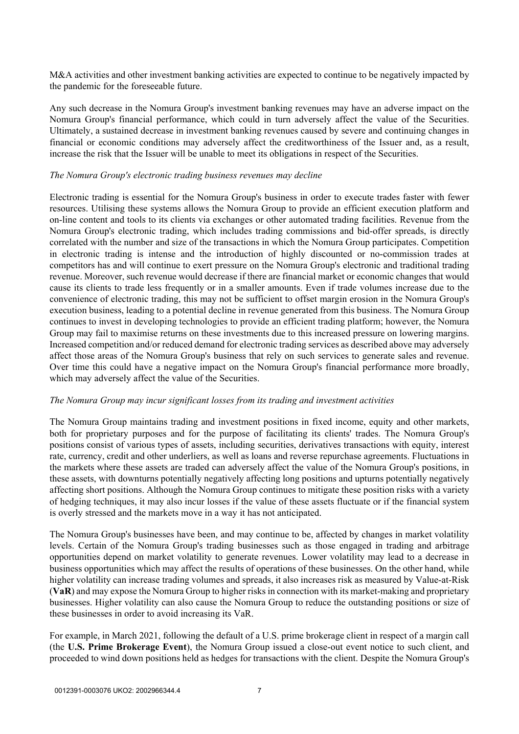M&A activities and other investment banking activities are expected to continue to be negatively impacted by the pandemic for the foreseeable future.

Any such decrease in the Nomura Group's investment banking revenues may have an adverse impact on the Nomura Group's financial performance, which could in turn adversely affect the value of the Securities. Ultimately, a sustained decrease in investment banking revenues caused by severe and continuing changes in financial or economic conditions may adversely affect the creditworthiness of the Issuer and, as a result, increase the risk that the Issuer will be unable to meet its obligations in respect of the Securities.

*The Nomura Group's electronic trading business revenues may decline*

Electronic trading is essential for the Nomura Group's business in order to execute trades faster with fewer resources. Utilising these systems allows the Nomura Group to provide an efficient execution platform and on-line content and tools to its clients via exchanges or other automated trading facilities. Revenue from the Nomura Group's electronic trading, which includes trading commissions and bid-offer spreads, is directly correlated with the number and size of the transactions in which the Nomura Group participates. Competition in electronic trading is intense and the introduction of highly discounted or no-commission trades at competitors has and will continue to exert pressure on the Nomura Group's electronic and traditional trading revenue. Moreover, such revenue would decrease if there are financial market or economic changes that would cause its clients to trade less frequently or in a smaller amounts. Even if trade volumes increase due to the convenience of electronic trading, this may not be sufficient to offset margin erosion in the Nomura Group's execution business, leading to a potential decline in revenue generated from this business. The Nomura Group continues to invest in developing technologies to provide an efficient trading platform; however, the Nomura Group may fail to maximise returns on these investments due to this increased pressure on lowering margins. Increased competition and/or reduced demand for electronic trading services as described above may adversely affect those areas of the Nomura Group's business that rely on such services to generate sales and revenue. Over time this could have a negative impact on the Nomura Group's financial performance more broadly, which may adversely affect the value of the Securities.

*The Nomura Group may incur significant losses from its trading and investment activities*

The Nomura Group maintains trading and investment positions in fixed income, equity and other markets, both for proprietary purposes and for the purpose of facilitating its clients' trades. The Nomura Group's positions consist of various types of assets, including securities, derivatives transactions with equity, interest rate, currency, credit and other underliers, as well as loans and reverse repurchase agreements. Fluctuations in the markets where these assets are traded can adversely affect the value of the Nomura Group's positions, in these assets, with downturns potentially negatively affecting long positions and upturns potentially negatively affecting short positions. Although the Nomura Group continues to mitigate these position risks with a variety of hedging techniques, it may also incur losses if the value of these assets fluctuate or if the financial system is overly stressed and the markets move in a way it has not anticipated.

The Nomura Group's businesses have been, and may continue to be, affected by changes in market volatility levels. Certain of the Nomura Group's trading businesses such as those engaged in trading and arbitrage opportunities depend on market volatility to generate revenues. Lower volatility may lead to a decrease in business opportunities which may affect the results of operations of these businesses. On the other hand, while higher volatility can increase trading volumes and spreads, it also increases risk as measured by Value-at-Risk (**VaR**) and may expose the Nomura Group to higher risks in connection with its market-making and proprietary businesses. Higher volatility can also cause the Nomura Group to reduce the outstanding positions or size of these businesses in order to avoid increasing its VaR.

For example, in March 2021, following the default of a U.S. prime brokerage client in respect of a margin call (the **U.S. Prime Brokerage Event**), the Nomura Group issued a close-out event notice to such client, and proceeded to wind down positions held as hedges for transactions with the client. Despite the Nomura Group's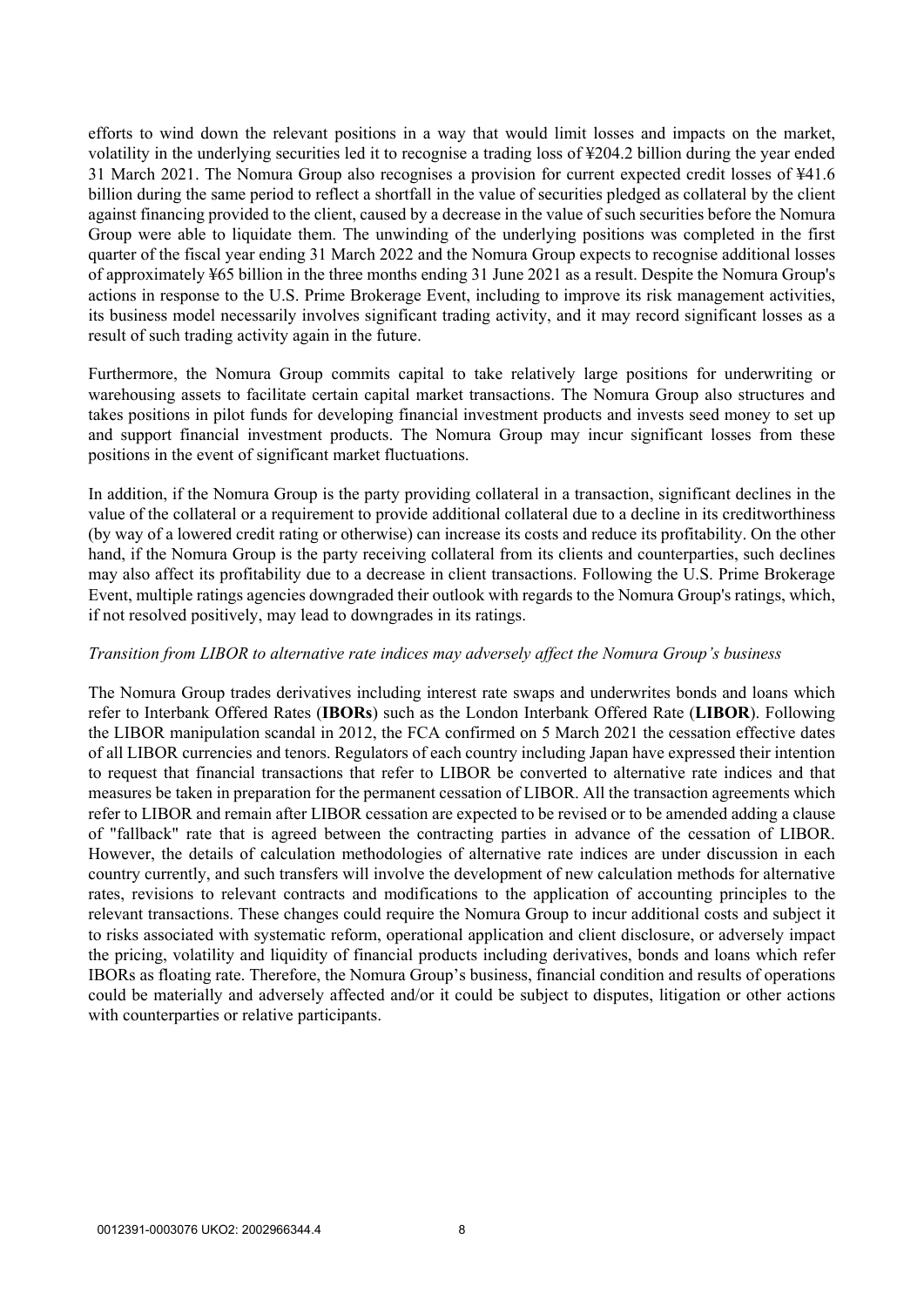efforts to wind down the relevant positions in a way that would limit losses and impacts on the market, volatility in the underlying securities led it to recognise a trading loss of ¥204.2 billion during the year ended 31 March 2021. The Nomura Group also recognises a provision for current expected credit losses of ¥41.6 billion during the same period to reflect a shortfall in the value of securities pledged as collateral by the client against financing provided to the client, caused by a decrease in the value of such securities before the Nomura Group were able to liquidate them. The unwinding of the underlying positions was completed in the first quarter of the fiscal year ending 31 March 2022 and the Nomura Group expects to recognise additional losses of approximately ¥65 billion in the three months ending 31 June 2021 as a result. Despite the Nomura Group's actions in response to the U.S. Prime Brokerage Event, including to improve its risk management activities, its business model necessarily involves significant trading activity, and it may record significant losses as a result of such trading activity again in the future.

Furthermore, the Nomura Group commits capital to take relatively large positions for underwriting or warehousing assets to facilitate certain capital market transactions. The Nomura Group also structures and takes positions in pilot funds for developing financial investment products and invests seed money to set up and support financial investment products. The Nomura Group may incur significant losses from these positions in the event of significant market fluctuations.

In addition, if the Nomura Group is the party providing collateral in a transaction, significant declines in the value of the collateral or a requirement to provide additional collateral due to a decline in its creditworthiness (by way of a lowered credit rating or otherwise) can increase its costs and reduce its profitability. On the other hand, if the Nomura Group is the party receiving collateral from its clients and counterparties, such declines may also affect its profitability due to a decrease in client transactions. Following the U.S. Prime Brokerage Event, multiple ratings agencies downgraded their outlook with regards to the Nomura Group's ratings, which, if not resolved positively, may lead to downgrades in its ratings.

*Transition from LIBOR to alternative rate indices may adversely affect the Nomura Group’s business*

The Nomura Group trades derivatives including interest rate swaps and underwrites bonds and loans which refer to Interbank Offered Rates (**IBORs**) such as the London Interbank Offered Rate (**LIBOR**). Following the LIBOR manipulation scandal in 2012, the FCA confirmed on 5 March 2021 the cessation effective dates of all LIBOR currencies and tenors. Regulators of each country including Japan have expressed their intention to request that financial transactions that refer to LIBOR be converted to alternative rate indices and that measures be taken in preparation for the permanent cessation of LIBOR. All the transaction agreements which refer to LIBOR and remain after LIBOR cessation are expected to be revised or to be amended adding a clause of "fallback" rate that is agreed between the contracting parties in advance of the cessation of LIBOR. However, the details of calculation methodologies of alternative rate indices are under discussion in each country currently, and such transfers will involve the development of new calculation methods for alternative rates, revisions to relevant contracts and modifications to the application of accounting principles to the relevant transactions. These changes could require the Nomura Group to incur additional costs and subject it to risks associated with systematic reform, operational application and client disclosure, or adversely impact the pricing, volatility and liquidity of financial products including derivatives, bonds and loans which refer IBORs as floating rate. Therefore, the Nomura Group’s business, financial condition and results of operations could be materially and adversely affected and/or it could be subject to disputes, litigation or other actions with counterparties or relative participants.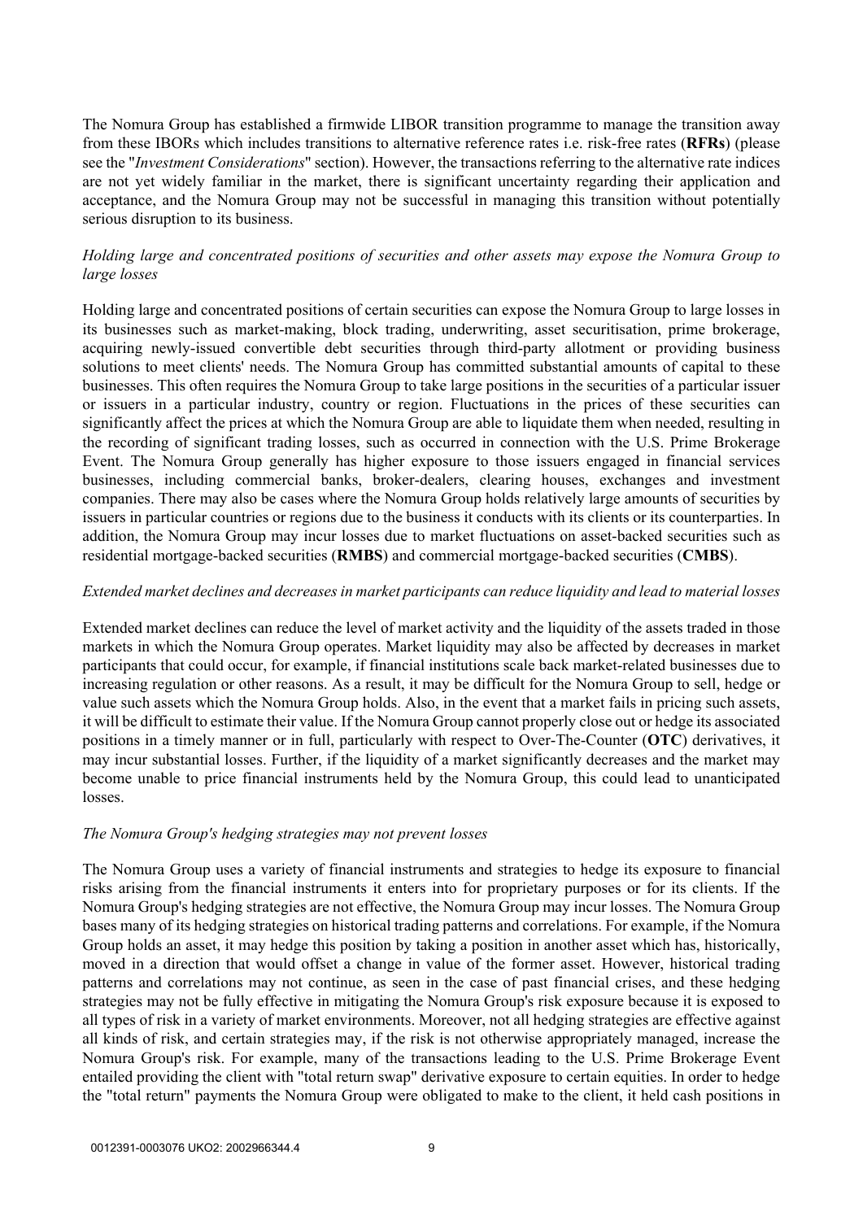The Nomura Group has established a firmwide LIBOR transition programme to manage the transition away from these IBORs which includes transitions to alternative reference rates i.e. risk-free rates (**RFRs**) (please see the "*Investment Considerations*" section). However, the transactions referring to the alternative rate indices are not yet widely familiar in the market, there is significant uncertainty regarding their application and acceptance, and the Nomura Group may not be successful in managing this transition without potentially serious disruption to its business.

*Holding large and concentrated positions of securities and other assets may expose the Nomura Group to large losses*

Holding large and concentrated positions of certain securities can expose the Nomura Group to large losses in its businesses such as market-making, block trading, underwriting, asset securitisation, prime brokerage, acquiring newly-issued convertible debt securities through third-party allotment or providing business solutions to meet clients' needs. The Nomura Group has committed substantial amounts of capital to these businesses. This often requires the Nomura Group to take large positions in the securities of a particular issuer or issuers in a particular industry, country or region. Fluctuations in the prices of these securities can significantly affect the prices at which the Nomura Group are able to liquidate them when needed, resulting in the recording of significant trading losses, such as occurred in connection with the U.S. Prime Brokerage Event. The Nomura Group generally has higher exposure to those issuers engaged in financial services businesses, including commercial banks, broker-dealers, clearing houses, exchanges and investment companies. There may also be cases where the Nomura Group holds relatively large amounts of securities by issuers in particular countries or regions due to the business it conducts with its clients or its counterparties. In addition, the Nomura Group may incur losses due to market fluctuations on asset-backed securities such as residential mortgage-backed securities (**RMBS**) and commercial mortgage-backed securities (**CMBS**).

*Extended market declines and decreases in market participants can reduce liquidity and lead to material losses*

Extended market declines can reduce the level of market activity and the liquidity of the assets traded in those markets in which the Nomura Group operates. Market liquidity may also be affected by decreases in market participants that could occur, for example, if financial institutions scale back market-related businesses due to increasing regulation or other reasons. As a result, it may be difficult for the Nomura Group to sell, hedge or value such assets which the Nomura Group holds. Also, in the event that a market fails in pricing such assets, it will be difficult to estimate their value. If the Nomura Group cannot properly close out or hedge its associated positions in a timely manner or in full, particularly with respect to Over-The-Counter (**OTC**) derivatives, it may incur substantial losses. Further, if the liquidity of a market significantly decreases and the market may become unable to price financial instruments held by the Nomura Group, this could lead to unanticipated losses.

*The Nomura Group's hedging strategies may not prevent losses*

The Nomura Group uses a variety of financial instruments and strategies to hedge its exposure to financial risks arising from the financial instruments it enters into for proprietary purposes or for its clients. If the Nomura Group's hedging strategies are not effective, the Nomura Group may incur losses. The Nomura Group bases many of its hedging strategies on historical trading patterns and correlations. For example, if the Nomura Group holds an asset, it may hedge this position by taking a position in another asset which has, historically, moved in a direction that would offset a change in value of the former asset. However, historical trading patterns and correlations may not continue, as seen in the case of past financial crises, and these hedging strategies may not be fully effective in mitigating the Nomura Group's risk exposure because it is exposed to all types of risk in a variety of market environments. Moreover, not all hedging strategies are effective against all kinds of risk, and certain strategies may, if the risk is not otherwise appropriately managed, increase the Nomura Group's risk. For example, many of the transactions leading to the U.S. Prime Brokerage Event entailed providing the client with "total return swap" derivative exposure to certain equities. In order to hedge the "total return" payments the Nomura Group were obligated to make to the client, it held cash positions in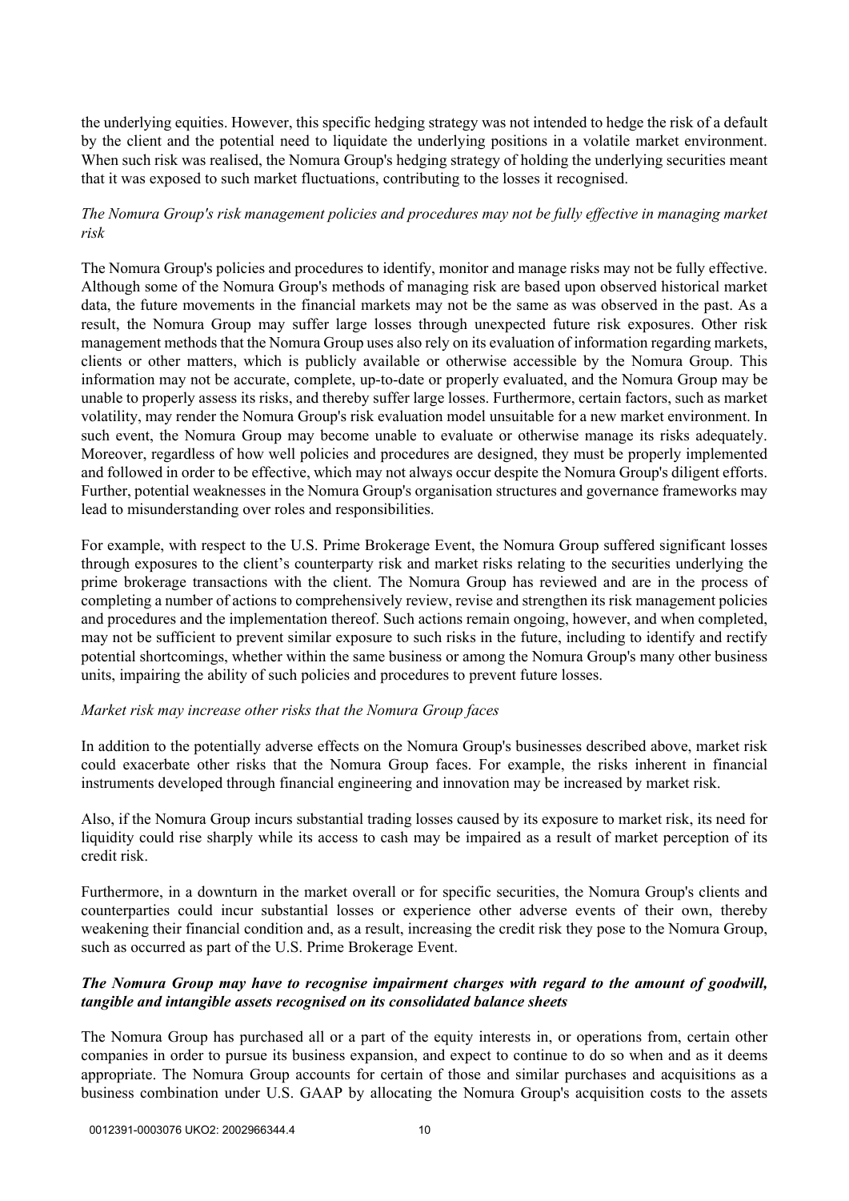the underlying equities. However, this specific hedging strategy was not intended to hedge the risk of a default by the client and the potential need to liquidate the underlying positions in a volatile market environment. When such risk was realised, the Nomura Group's hedging strategy of holding the underlying securities meant that it was exposed to such market fluctuations, contributing to the losses it recognised.

*The Nomura Group's risk management policies and procedures may not be fully effective in managing market risk*

The Nomura Group's policies and procedures to identify, monitor and manage risks may not be fully effective. Although some of the Nomura Group's methods of managing risk are based upon observed historical market data, the future movements in the financial markets may not be the same as was observed in the past. As a result, the Nomura Group may suffer large losses through unexpected future risk exposures. Other risk management methods that the Nomura Group uses also rely on its evaluation of information regarding markets, clients or other matters, which is publicly available or otherwise accessible by the Nomura Group. This information may not be accurate, complete, up-to-date or properly evaluated, and the Nomura Group may be unable to properly assess its risks, and thereby suffer large losses. Furthermore, certain factors, such as market volatility, may render the Nomura Group's risk evaluation model unsuitable for a new market environment. In such event, the Nomura Group may become unable to evaluate or otherwise manage its risks adequately. Moreover, regardless of how well policies and procedures are designed, they must be properly implemented and followed in order to be effective, which may not always occur despite the Nomura Group's diligent efforts. Further, potential weaknesses in the Nomura Group's organisation structures and governance frameworks may lead to misunderstanding over roles and responsibilities.

For example, with respect to the U.S. Prime Brokerage Event, the Nomura Group suffered significant losses through exposures to the client's counterparty risk and market risks relating to the securities underlying the prime brokerage transactions with the client. The Nomura Group has reviewed and are in the process of completing a number of actions to comprehensively review, revise and strengthen its risk management policies and procedures and the implementation thereof. Such actions remain ongoing, however, and when completed, may not be sufficient to prevent similar exposure to such risks in the future, including to identify and rectify potential shortcomings, whether within the same business or among the Nomura Group's many other business units, impairing the ability of such policies and procedures to prevent future losses.

*Market risk may increase other risks that the Nomura Group faces*

In addition to the potentially adverse effects on the Nomura Group's businesses described above, market risk could exacerbate other risks that the Nomura Group faces. For example, the risks inherent in financial instruments developed through financial engineering and innovation may be increased by market risk.

Also, if the Nomura Group incurs substantial trading losses caused by its exposure to market risk, its need for liquidity could rise sharply while its access to cash may be impaired as a result of market perception of its credit risk.

Furthermore, in a downturn in the market overall or for specific securities, the Nomura Group's clients and counterparties could incur substantial losses or experience other adverse events of their own, thereby weakening their financial condition and, as a result, increasing the credit risk they pose to the Nomura Group, such as occurred as part of the U.S. Prime Brokerage Event.

***The Nomura Group may have to recognise impairment charges with regard to the amount of goodwill, tangible and intangible assets recognised on its consolidated balance sheets***

The Nomura Group has purchased all or a part of the equity interests in, or operations from, certain other companies in order to pursue its business expansion, and expect to continue to do so when and as it deems appropriate. The Nomura Group accounts for certain of those and similar purchases and acquisitions as a business combination under U.S. GAAP by allocating the Nomura Group's acquisition costs to the assets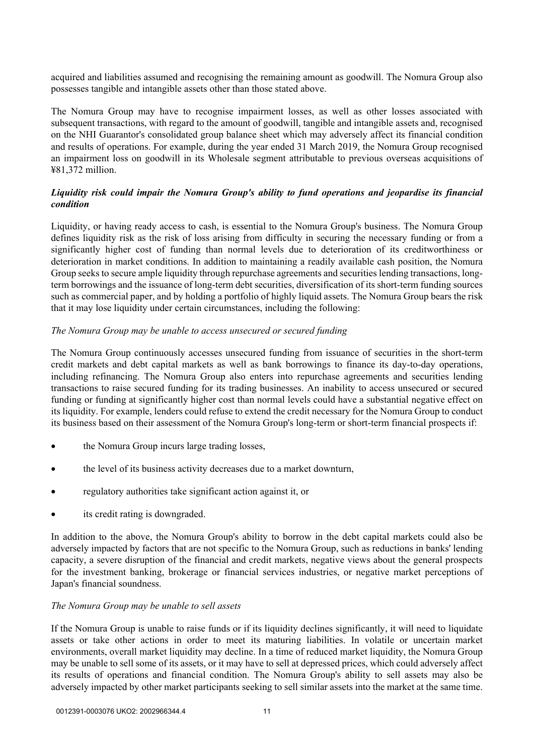acquired and liabilities assumed and recognising the remaining amount as goodwill. The Nomura Group also possesses tangible and intangible assets other than those stated above.

The Nomura Group may have to recognise impairment losses, as well as other losses associated with subsequent transactions, with regard to the amount of goodwill, tangible and intangible assets and, recognised on the NHI Guarantor's consolidated group balance sheet which may adversely affect its financial condition and results of operations. For example, during the year ended 31 March 2019, the Nomura Group recognised an impairment loss on goodwill in its Wholesale segment attributable to previous overseas acquisitions of ¥81,372 million.

***Liquidity risk could impair the Nomura Group's ability to fund operations and jeopardise its financial condition***

Liquidity, or having ready access to cash, is essential to the Nomura Group's business. The Nomura Group defines liquidity risk as the risk of loss arising from difficulty in securing the necessary funding or from a significantly higher cost of funding than normal levels due to deterioration of its creditworthiness or deterioration in market conditions. In addition to maintaining a readily available cash position, the Nomura Group seeks to secure ample liquidity through repurchase agreements and securities lending transactions, long-term borrowings and the issuance of long-term debt securities, diversification of its short-term funding sources such as commercial paper, and by holding a portfolio of highly liquid assets. The Nomura Group bears the risk that it may lose liquidity under certain circumstances, including the following:

*The Nomura Group may be unable to access unsecured or secured funding*

The Nomura Group continuously accesses unsecured funding from issuance of securities in the short-term credit markets and debt capital markets as well as bank borrowings to finance its day-to-day operations, including refinancing. The Nomura Group also enters into repurchase agreements and securities lending transactions to raise secured funding for its trading businesses. An inability to access unsecured or secured funding or funding at significantly higher cost than normal levels could have a substantial negative effect on its liquidity. For example, lenders could refuse to extend the credit necessary for the Nomura Group to conduct its business based on their assessment of the Nomura Group's long-term or short-term financial prospects if:

- the Nomura Group incurs large trading losses,
- the level of its business activity decreases due to a market downturn,
- regulatory authorities take significant action against it, or
- its credit rating is downgraded.

In addition to the above, the Nomura Group's ability to borrow in the debt capital markets could also be adversely impacted by factors that are not specific to the Nomura Group, such as reductions in banks' lending capacity, a severe disruption of the financial and credit markets, negative views about the general prospects for the investment banking, brokerage or financial services industries, or negative market perceptions of Japan's financial soundness.

*The Nomura Group may be unable to sell assets*

If the Nomura Group is unable to raise funds or if its liquidity declines significantly, it will need to liquidate assets or take other actions in order to meet its maturing liabilities. In volatile or uncertain market environments, overall market liquidity may decline. In a time of reduced market liquidity, the Nomura Group may be unable to sell some of its assets, or it may have to sell at depressed prices, which could adversely affect its results of operations and financial condition. The Nomura Group's ability to sell assets may also be adversely impacted by other market participants seeking to sell similar assets into the market at the same time.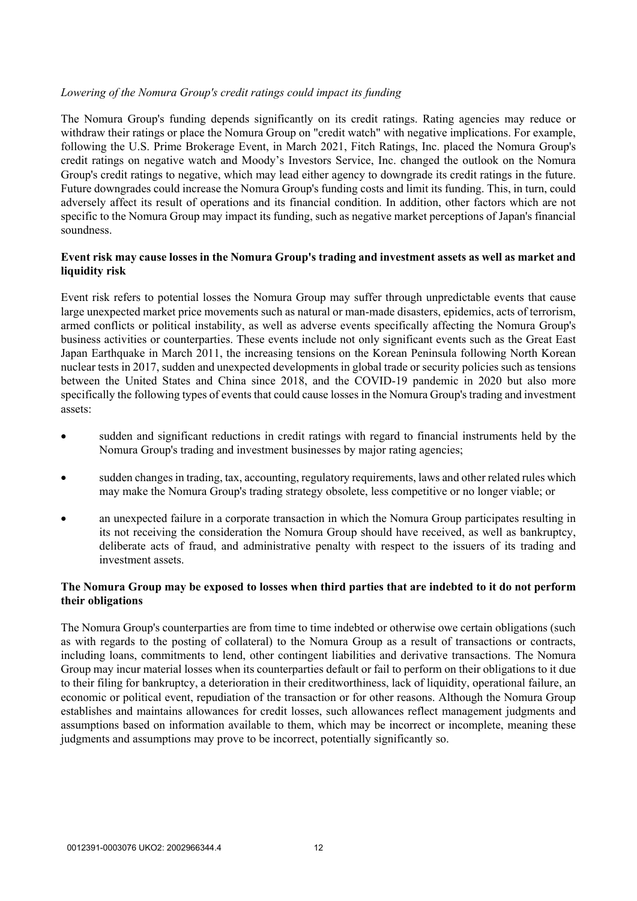*Lowering of the Nomura Group's credit ratings could impact its funding*

The Nomura Group's funding depends significantly on its credit ratings. Rating agencies may reduce or withdraw their ratings or place the Nomura Group on "credit watch" with negative implications. For example, following the U.S. Prime Brokerage Event, in March 2021, Fitch Ratings, Inc. placed the Nomura Group's credit ratings on negative watch and Moody's Investors Service, Inc. changed the outlook on the Nomura Group's credit ratings to negative, which may lead either agency to downgrade its credit ratings in the future. Future downgrades could increase the Nomura Group's funding costs and limit its funding. This, in turn, could adversely affect its result of operations and its financial condition. In addition, other factors which are not specific to the Nomura Group may impact its funding, such as negative market perceptions of Japan's financial soundness.

**Event risk may cause losses in the Nomura Group's trading and investment assets as well as market and liquidity risk**

Event risk refers to potential losses the Nomura Group may suffer through unpredictable events that cause large unexpected market price movements such as natural or man-made disasters, epidemics, acts of terrorism, armed conflicts or political instability, as well as adverse events specifically affecting the Nomura Group's business activities or counterparties. These events include not only significant events such as the Great East Japan Earthquake in March 2011, the increasing tensions on the Korean Peninsula following North Korean nuclear tests in 2017, sudden and unexpected developments in global trade or security policies such as tensions between the United States and China since 2018, and the COVID-19 pandemic in 2020 but also more specifically the following types of events that could cause losses in the Nomura Group's trading and investment assets:

- sudden and significant reductions in credit ratings with regard to financial instruments held by the Nomura Group's trading and investment businesses by major rating agencies;
- sudden changes in trading, tax, accounting, regulatory requirements, laws and other related rules which may make the Nomura Group's trading strategy obsolete, less competitive or no longer viable; or
- an unexpected failure in a corporate transaction in which the Nomura Group participates resulting in its not receiving the consideration the Nomura Group should have received, as well as bankruptcy, deliberate acts of fraud, and administrative penalty with respect to the issuers of its trading and investment assets.

**The Nomura Group may be exposed to losses when third parties that are indebted to it do not perform their obligations**

The Nomura Group's counterparties are from time to time indebted or otherwise owe certain obligations (such as with regards to the posting of collateral) to the Nomura Group as a result of transactions or contracts, including loans, commitments to lend, other contingent liabilities and derivative transactions. The Nomura Group may incur material losses when its counterparties default or fail to perform on their obligations to it due to their filing for bankruptcy, a deterioration in their creditworthiness, lack of liquidity, operational failure, an economic or political event, repudiation of the transaction or for other reasons. Although the Nomura Group establishes and maintains allowances for credit losses, such allowances reflect management judgments and assumptions based on information available to them, which may be incorrect or incomplete, meaning these judgments and assumptions may prove to be incorrect, potentially significantly so.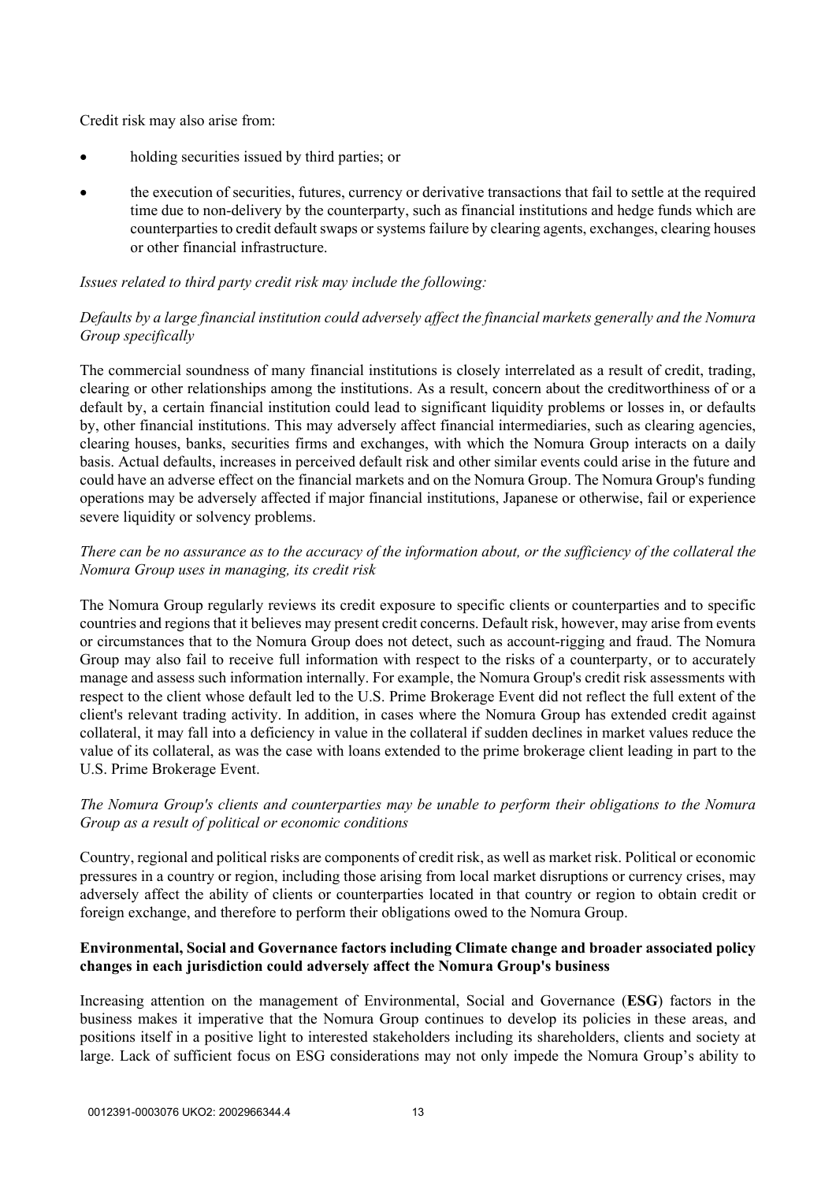Credit risk may also arise from:

- holding securities issued by third parties; or
- the execution of securities, futures, currency or derivative transactions that fail to settle at the required time due to non-delivery by the counterparty, such as financial institutions and hedge funds which are counterparties to credit default swaps or systems failure by clearing agents, exchanges, clearing houses or other financial infrastructure.

*Issues related to third party credit risk may include the following:*

*Defaults by a large financial institution could adversely affect the financial markets generally and the Nomura Group specifically*

The commercial soundness of many financial institutions is closely interrelated as a result of credit, trading, clearing or other relationships among the institutions. As a result, concern about the creditworthiness of or a default by, a certain financial institution could lead to significant liquidity problems or losses in, or defaults by, other financial institutions. This may adversely affect financial intermediaries, such as clearing agencies, clearing houses, banks, securities firms and exchanges, with which the Nomura Group interacts on a daily basis. Actual defaults, increases in perceived default risk and other similar events could arise in the future and could have an adverse effect on the financial markets and on the Nomura Group. The Nomura Group's funding operations may be adversely affected if major financial institutions, Japanese or otherwise, fail or experience severe liquidity or solvency problems.

*There can be no assurance as to the accuracy of the information about, or the sufficiency of the collateral the Nomura Group uses in managing, its credit risk*

The Nomura Group regularly reviews its credit exposure to specific clients or counterparties and to specific countries and regions that it believes may present credit concerns. Default risk, however, may arise from events or circumstances that to the Nomura Group does not detect, such as account-rigging and fraud. The Nomura Group may also fail to receive full information with respect to the risks of a counterparty, or to accurately manage and assess such information internally. For example, the Nomura Group's credit risk assessments with respect to the client whose default led to the U.S. Prime Brokerage Event did not reflect the full extent of the client's relevant trading activity. In addition, in cases where the Nomura Group has extended credit against collateral, it may fall into a deficiency in value in the collateral if sudden declines in market values reduce the value of its collateral, as was the case with loans extended to the prime brokerage client leading in part to the U.S. Prime Brokerage Event.

*The Nomura Group's clients and counterparties may be unable to perform their obligations to the Nomura Group as a result of political or economic conditions*

Country, regional and political risks are components of credit risk, as well as market risk. Political or economic pressures in a country or region, including those arising from local market disruptions or currency crises, may adversely affect the ability of clients or counterparties located in that country or region to obtain credit or foreign exchange, and therefore to perform their obligations owed to the Nomura Group.

**Environmental, Social and Governance factors including Climate change and broader associated policy changes in each jurisdiction could adversely affect the Nomura Group's business**

Increasing attention on the management of Environmental, Social and Governance (**ESG**) factors in the business makes it imperative that the Nomura Group continues to develop its policies in these areas, and positions itself in a positive light to interested stakeholders including its shareholders, clients and society at large. Lack of sufficient focus on ESG considerations may not only impede the Nomura Group's ability to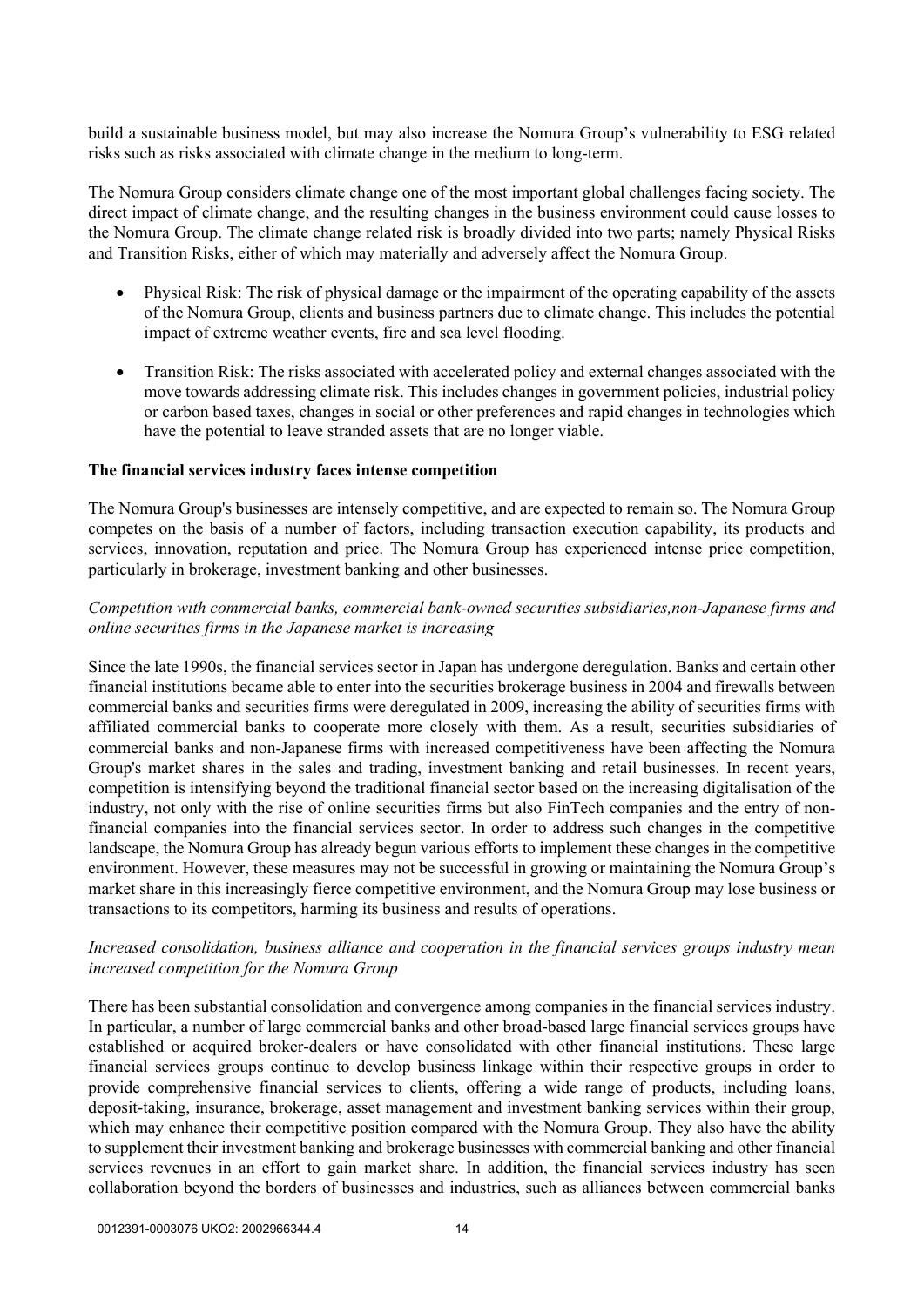build a sustainable business model, but may also increase the Nomura Group's vulnerability to ESG related risks such as risks associated with climate change in the medium to long-term.

The Nomura Group considers climate change one of the most important global challenges facing society. The direct impact of climate change, and the resulting changes in the business environment could cause losses to the Nomura Group. The climate change related risk is broadly divided into two parts; namely Physical Risks and Transition Risks, either of which may materially and adversely affect the Nomura Group.

- Physical Risk: The risk of physical damage or the impairment of the operating capability of the assets of the Nomura Group, clients and business partners due to climate change. This includes the potential impact of extreme weather events, fire and sea level flooding.
- Transition Risk: The risks associated with accelerated policy and external changes associated with the move towards addressing climate risk. This includes changes in government policies, industrial policy or carbon based taxes, changes in social or other preferences and rapid changes in technologies which have the potential to leave stranded assets that are no longer viable.

**The financial services industry faces intense competition**

The Nomura Group's businesses are intensely competitive, and are expected to remain so. The Nomura Group competes on the basis of a number of factors, including transaction execution capability, its products and services, innovation, reputation and price. The Nomura Group has experienced intense price competition, particularly in brokerage, investment banking and other businesses.

*Competition with commercial banks, commercial bank-owned securities subsidiaries,non-Japanese firms and online securities firms in the Japanese market is increasing*

Since the late 1990s, the financial services sector in Japan has undergone deregulation. Banks and certain other financial institutions became able to enter into the securities brokerage business in 2004 and firewalls between commercial banks and securities firms were deregulated in 2009, increasing the ability of securities firms with affiliated commercial banks to cooperate more closely with them. As a result, securities subsidiaries of commercial banks and non-Japanese firms with increased competitiveness have been affecting the Nomura Group's market shares in the sales and trading, investment banking and retail businesses. In recent years, competition is intensifying beyond the traditional financial sector based on the increasing digitalisation of the industry, not only with the rise of online securities firms but also FinTech companies and the entry of non-financial companies into the financial services sector. In order to address such changes in the competitive landscape, the Nomura Group has already begun various efforts to implement these changes in the competitive environment. However, these measures may not be successful in growing or maintaining the Nomura Group's market share in this increasingly fierce competitive environment, and the Nomura Group may lose business or transactions to its competitors, harming its business and results of operations.

*Increased consolidation, business alliance and cooperation in the financial services groups industry mean increased competition for the Nomura Group*

There has been substantial consolidation and convergence among companies in the financial services industry. In particular, a number of large commercial banks and other broad-based large financial services groups have established or acquired broker-dealers or have consolidated with other financial institutions. These large financial services groups continue to develop business linkage within their respective groups in order to provide comprehensive financial services to clients, offering a wide range of products, including loans, deposit-taking, insurance, brokerage, asset management and investment banking services within their group, which may enhance their competitive position compared with the Nomura Group. They also have the ability to supplement their investment banking and brokerage businesses with commercial banking and other financial services revenues in an effort to gain market share. In addition, the financial services industry has seen collaboration beyond the borders of businesses and industries, such as alliances between commercial banks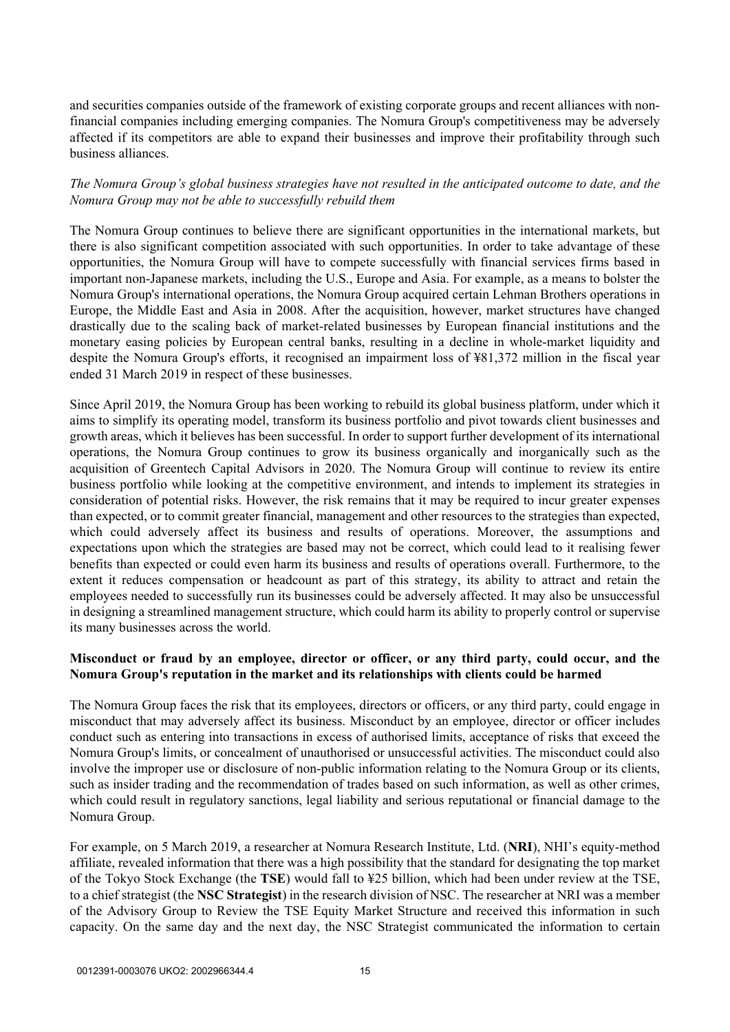and securities companies outside of the framework of existing corporate groups and recent alliances with non-financial companies including emerging companies. The Nomura Group's competitiveness may be adversely affected if its competitors are able to expand their businesses and improve their profitability through such business alliances.

*The Nomura Group's global business strategies have not resulted in the anticipated outcome to date, and the Nomura Group may not be able to successfully rebuild them*

The Nomura Group continues to believe there are significant opportunities in the international markets, but there is also significant competition associated with such opportunities. In order to take advantage of these opportunities, the Nomura Group will have to compete successfully with financial services firms based in important non-Japanese markets, including the U.S., Europe and Asia. For example, as a means to bolster the Nomura Group's international operations, the Nomura Group acquired certain Lehman Brothers operations in Europe, the Middle East and Asia in 2008. After the acquisition, however, market structures have changed drastically due to the scaling back of market-related businesses by European financial institutions and the monetary easing policies by European central banks, resulting in a decline in whole-market liquidity and despite the Nomura Group's efforts, it recognised an impairment loss of ¥81,372 million in the fiscal year ended 31 March 2019 in respect of these businesses.

Since April 2019, the Nomura Group has been working to rebuild its global business platform, under which it aims to simplify its operating model, transform its business portfolio and pivot towards client businesses and growth areas, which it believes has been successful. In order to support further development of its international operations, the Nomura Group continues to grow its business organically and inorganically such as the acquisition of Greentech Capital Advisors in 2020. The Nomura Group will continue to review its entire business portfolio while looking at the competitive environment, and intends to implement its strategies in consideration of potential risks. However, the risk remains that it may be required to incur greater expenses than expected, or to commit greater financial, management and other resources to the strategies than expected, which could adversely affect its business and results of operations. Moreover, the assumptions and expectations upon which the strategies are based may not be correct, which could lead to it realising fewer benefits than expected or could even harm its business and results of operations overall. Furthermore, to the extent it reduces compensation or headcount as part of this strategy, its ability to attract and retain the employees needed to successfully run its businesses could be adversely affected. It may also be unsuccessful in designing a streamlined management structure, which could harm its ability to properly control or supervise its many businesses across the world.

**Misconduct or fraud by an employee, director or officer, or any third party, could occur, and the Nomura Group's reputation in the market and its relationships with clients could be harmed**

The Nomura Group faces the risk that its employees, directors or officers, or any third party, could engage in misconduct that may adversely affect its business. Misconduct by an employee, director or officer includes conduct such as entering into transactions in excess of authorised limits, acceptance of risks that exceed the Nomura Group's limits, or concealment of unauthorised or unsuccessful activities. The misconduct could also involve the improper use or disclosure of non-public information relating to the Nomura Group or its clients, such as insider trading and the recommendation of trades based on such information, as well as other crimes, which could result in regulatory sanctions, legal liability and serious reputational or financial damage to the Nomura Group.

For example, on 5 March 2019, a researcher at Nomura Research Institute, Ltd. (**NRI**), NHI's equity-method affiliate, revealed information that there was a high possibility that the standard for designating the top market of the Tokyo Stock Exchange (the **TSE**) would fall to ¥25 billion, which had been under review at the TSE, to a chief strategist (the **NSC Strategist**) in the research division of NSC. The researcher at NRI was a member of the Advisory Group to Review the TSE Equity Market Structure and received this information in such capacity. On the same day and the next day, the NSC Strategist communicated the information to certain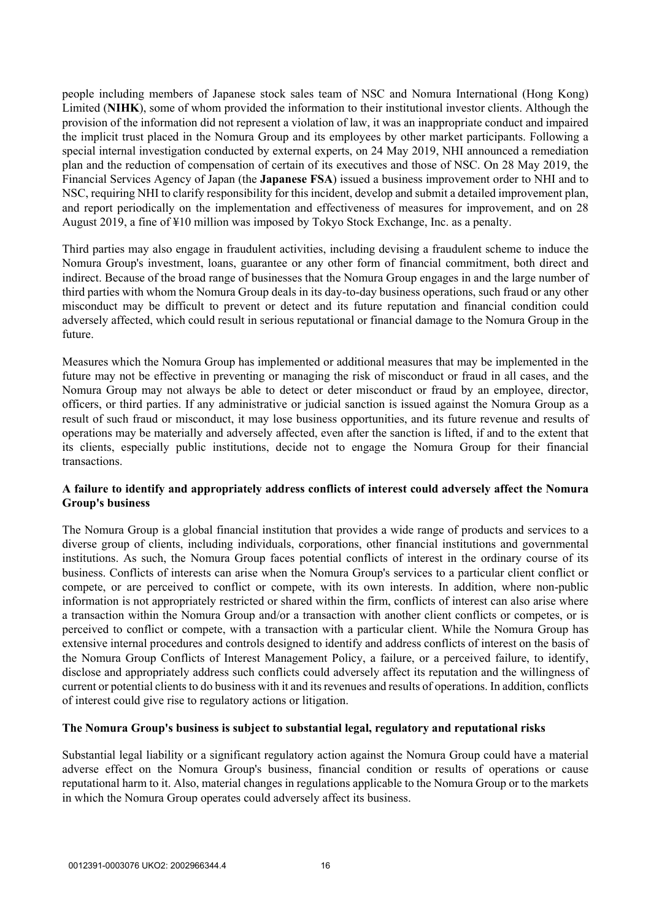people including members of Japanese stock sales team of NSC and Nomura International (Hong Kong) Limited (**NIHK**), some of whom provided the information to their institutional investor clients. Although the provision of the information did not represent a violation of law, it was an inappropriate conduct and impaired the implicit trust placed in the Nomura Group and its employees by other market participants. Following a special internal investigation conducted by external experts, on 24 May 2019, NHI announced a remediation plan and the reduction of compensation of certain of its executives and those of NSC. On 28 May 2019, the Financial Services Agency of Japan (the **Japanese FSA**) issued a business improvement order to NHI and to NSC, requiring NHI to clarify responsibility for this incident, develop and submit a detailed improvement plan, and report periodically on the implementation and effectiveness of measures for improvement, and on 28 August 2019, a fine of ¥10 million was imposed by Tokyo Stock Exchange, Inc. as a penalty.

Third parties may also engage in fraudulent activities, including devising a fraudulent scheme to induce the Nomura Group's investment, loans, guarantee or any other form of financial commitment, both direct and indirect. Because of the broad range of businesses that the Nomura Group engages in and the large number of third parties with whom the Nomura Group deals in its day-to-day business operations, such fraud or any other misconduct may be difficult to prevent or detect and its future reputation and financial condition could adversely affected, which could result in serious reputational or financial damage to the Nomura Group in the future.

Measures which the Nomura Group has implemented or additional measures that may be implemented in the future may not be effective in preventing or managing the risk of misconduct or fraud in all cases, and the Nomura Group may not always be able to detect or deter misconduct or fraud by an employee, director, officers, or third parties. If any administrative or judicial sanction is issued against the Nomura Group as a result of such fraud or misconduct, it may lose business opportunities, and its future revenue and results of operations may be materially and adversely affected, even after the sanction is lifted, if and to the extent that its clients, especially public institutions, decide not to engage the Nomura Group for their financial transactions.

**A failure to identify and appropriately address conflicts of interest could adversely affect the Nomura Group's business**

The Nomura Group is a global financial institution that provides a wide range of products and services to a diverse group of clients, including individuals, corporations, other financial institutions and governmental institutions. As such, the Nomura Group faces potential conflicts of interest in the ordinary course of its business. Conflicts of interests can arise when the Nomura Group's services to a particular client conflict or compete, or are perceived to conflict or compete, with its own interests. In addition, where non-public information is not appropriately restricted or shared within the firm, conflicts of interest can also arise where a transaction within the Nomura Group and/or a transaction with another client conflicts or competes, or is perceived to conflict or compete, with a transaction with a particular client. While the Nomura Group has extensive internal procedures and controls designed to identify and address conflicts of interest on the basis of the Nomura Group Conflicts of Interest Management Policy, a failure, or a perceived failure, to identify, disclose and appropriately address such conflicts could adversely affect its reputation and the willingness of current or potential clients to do business with it and its revenues and results of operations. In addition, conflicts of interest could give rise to regulatory actions or litigation.

**The Nomura Group's business is subject to substantial legal, regulatory and reputational risks**

Substantial legal liability or a significant regulatory action against the Nomura Group could have a material adverse effect on the Nomura Group's business, financial condition or results of operations or cause reputational harm to it. Also, material changes in regulations applicable to the Nomura Group or to the markets in which the Nomura Group operates could adversely affect its business.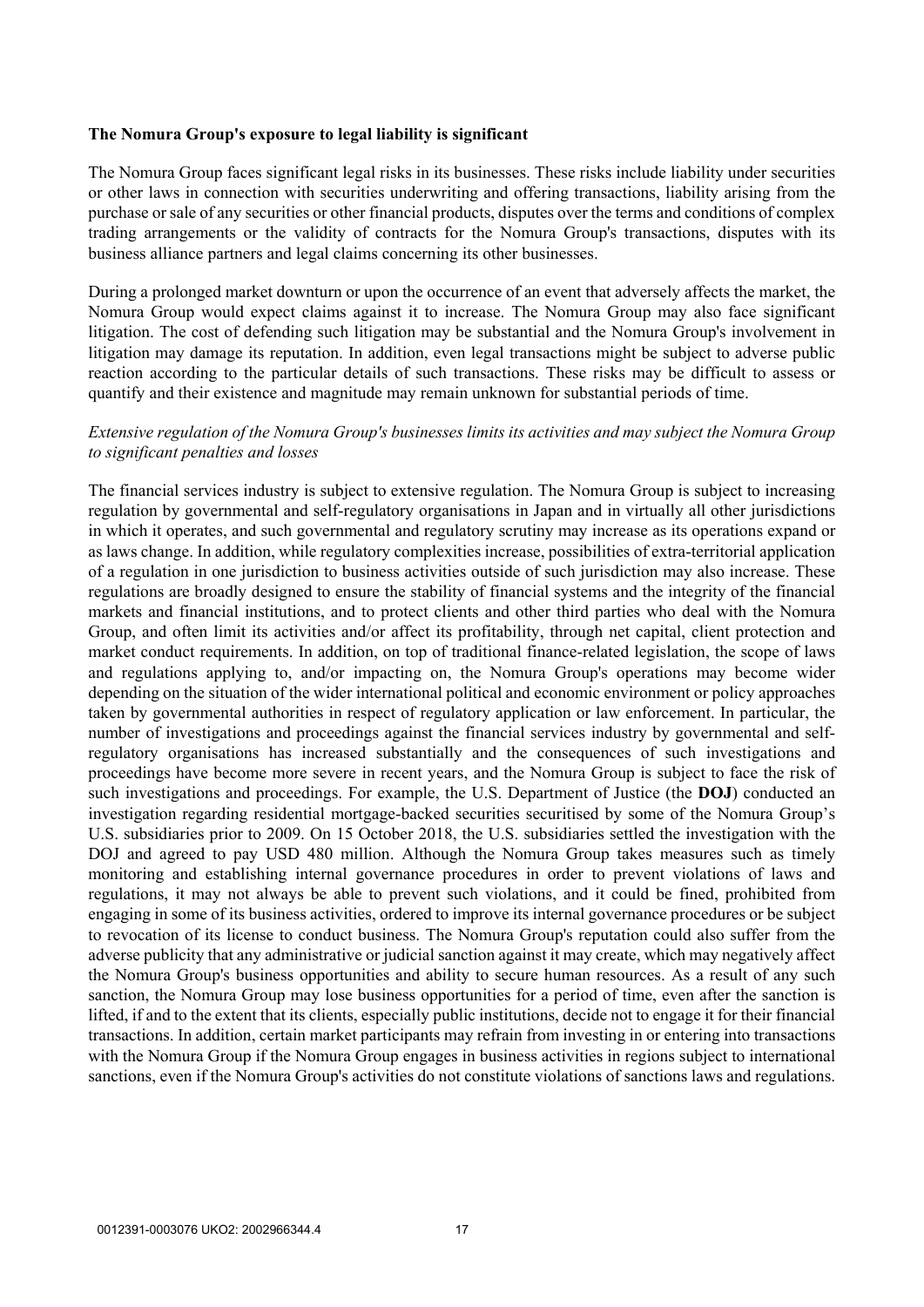**The Nomura Group's exposure to legal liability is significant**

The Nomura Group faces significant legal risks in its businesses. These risks include liability under securities or other laws in connection with securities underwriting and offering transactions, liability arising from the purchase or sale of any securities or other financial products, disputes over the terms and conditions of complex trading arrangements or the validity of contracts for the Nomura Group's transactions, disputes with its business alliance partners and legal claims concerning its other businesses.

During a prolonged market downturn or upon the occurrence of an event that adversely affects the market, the Nomura Group would expect claims against it to increase. The Nomura Group may also face significant litigation. The cost of defending such litigation may be substantial and the Nomura Group's involvement in litigation may damage its reputation. In addition, even legal transactions might be subject to adverse public reaction according to the particular details of such transactions. These risks may be difficult to assess or quantify and their existence and magnitude may remain unknown for substantial periods of time.

*Extensive regulation of the Nomura Group's businesses limits its activities and may subject the Nomura Group to significant penalties and losses*

The financial services industry is subject to extensive regulation. The Nomura Group is subject to increasing regulation by governmental and self-regulatory organisations in Japan and in virtually all other jurisdictions in which it operates, and such governmental and regulatory scrutiny may increase as its operations expand or as laws change. In addition, while regulatory complexities increase, possibilities of extra-territorial application of a regulation in one jurisdiction to business activities outside of such jurisdiction may also increase. These regulations are broadly designed to ensure the stability of financial systems and the integrity of the financial markets and financial institutions, and to protect clients and other third parties who deal with the Nomura Group, and often limit its activities and/or affect its profitability, through net capital, client protection and market conduct requirements. In addition, on top of traditional finance-related legislation, the scope of laws and regulations applying to, and/or impacting on, the Nomura Group's operations may become wider depending on the situation of the wider international political and economic environment or policy approaches taken by governmental authorities in respect of regulatory application or law enforcement. In particular, the number of investigations and proceedings against the financial services industry by governmental and self-regulatory organisations has increased substantially and the consequences of such investigations and proceedings have become more severe in recent years, and the Nomura Group is subject to face the risk of such investigations and proceedings. For example, the U.S. Department of Justice (the **DOJ**) conducted an investigation regarding residential mortgage-backed securities securitised by some of the Nomura Group's U.S. subsidiaries prior to 2009. On 15 October 2018, the U.S. subsidiaries settled the investigation with the DOJ and agreed to pay USD 480 million. Although the Nomura Group takes measures such as timely monitoring and establishing internal governance procedures in order to prevent violations of laws and regulations, it may not always be able to prevent such violations, and it could be fined, prohibited from engaging in some of its business activities, ordered to improve its internal governance procedures or be subject to revocation of its license to conduct business. The Nomura Group's reputation could also suffer from the adverse publicity that any administrative or judicial sanction against it may create, which may negatively affect the Nomura Group's business opportunities and ability to secure human resources. As a result of any such sanction, the Nomura Group may lose business opportunities for a period of time, even after the sanction is lifted, if and to the extent that its clients, especially public institutions, decide not to engage it for their financial transactions. In addition, certain market participants may refrain from investing in or entering into transactions with the Nomura Group if the Nomura Group engages in business activities in regions subject to international sanctions, even if the Nomura Group's activities do not constitute violations of sanctions laws and regulations.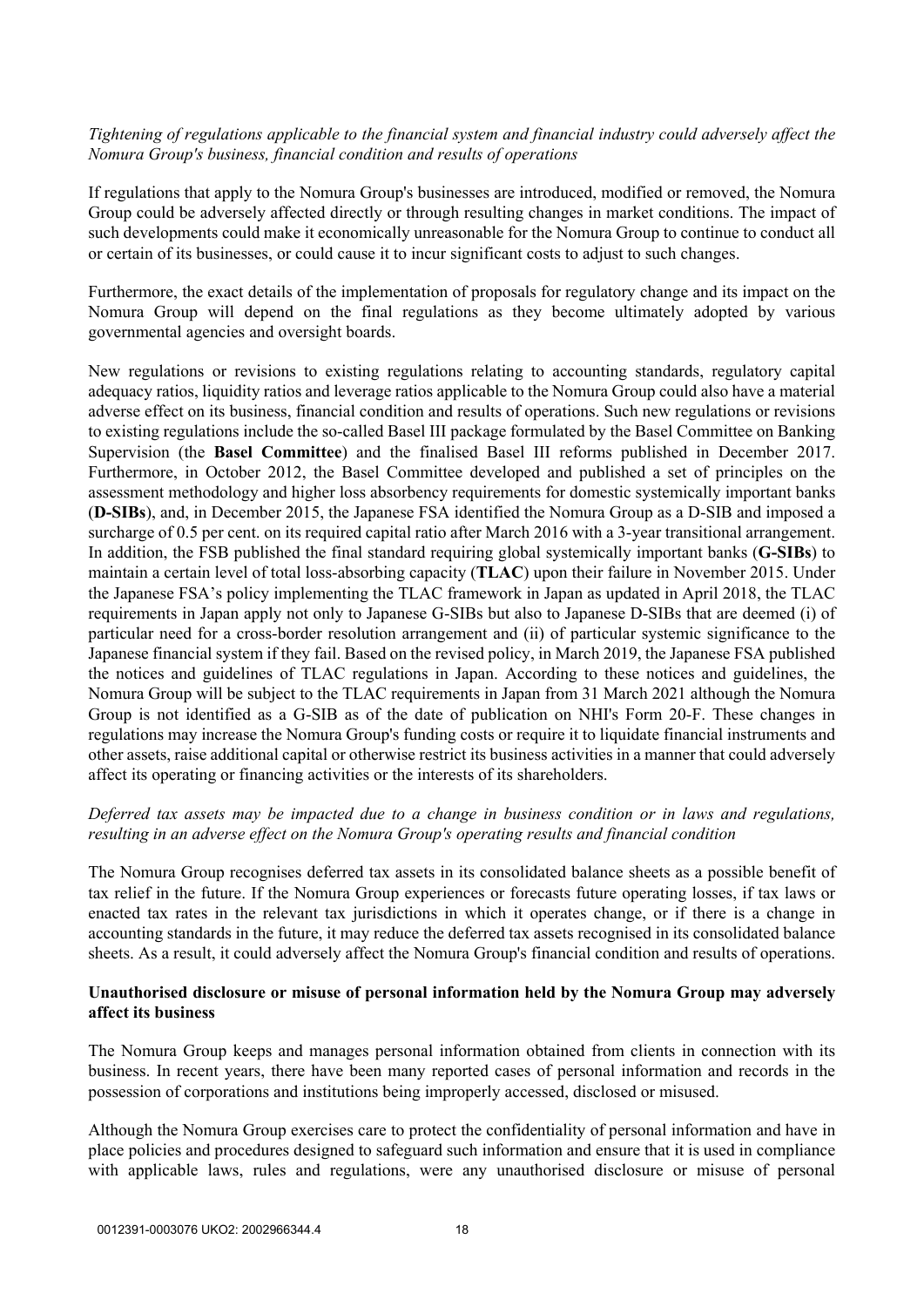*Tightening of regulations applicable to the financial system and financial industry could adversely affect the Nomura Group's business, financial condition and results of operations*

If regulations that apply to the Nomura Group's businesses are introduced, modified or removed, the Nomura Group could be adversely affected directly or through resulting changes in market conditions. The impact of such developments could make it economically unreasonable for the Nomura Group to continue to conduct all or certain of its businesses, or could cause it to incur significant costs to adjust to such changes.

Furthermore, the exact details of the implementation of proposals for regulatory change and its impact on the Nomura Group will depend on the final regulations as they become ultimately adopted by various governmental agencies and oversight boards.

New regulations or revisions to existing regulations relating to accounting standards, regulatory capital adequacy ratios, liquidity ratios and leverage ratios applicable to the Nomura Group could also have a material adverse effect on its business, financial condition and results of operations. Such new regulations or revisions to existing regulations include the so-called Basel III package formulated by the Basel Committee on Banking Supervision (the **Basel Committee**) and the finalised Basel III reforms published in December 2017. Furthermore, in October 2012, the Basel Committee developed and published a set of principles on the assessment methodology and higher loss absorbency requirements for domestic systemically important banks (**D-SIBs**), and, in December 2015, the Japanese FSA identified the Nomura Group as a D-SIB and imposed a surcharge of 0.5 per cent. on its required capital ratio after March 2016 with a 3-year transitional arrangement. In addition, the FSB published the final standard requiring global systemically important banks (**G-SIBs**) to maintain a certain level of total loss-absorbing capacity (**TLAC**) upon their failure in November 2015. Under the Japanese FSA's policy implementing the TLAC framework in Japan as updated in April 2018, the TLAC requirements in Japan apply not only to Japanese G-SIBs but also to Japanese D-SIBs that are deemed (i) of particular need for a cross-border resolution arrangement and (ii) of particular systemic significance to the Japanese financial system if they fail. Based on the revised policy, in March 2019, the Japanese FSA published the notices and guidelines of TLAC regulations in Japan. According to these notices and guidelines, the Nomura Group will be subject to the TLAC requirements in Japan from 31 March 2021 although the Nomura Group is not identified as a G-SIB as of the date of publication on NHI's Form 20-F. These changes in regulations may increase the Nomura Group's funding costs or require it to liquidate financial instruments and other assets, raise additional capital or otherwise restrict its business activities in a manner that could adversely affect its operating or financing activities or the interests of its shareholders.

*Deferred tax assets may be impacted due to a change in business condition or in laws and regulations, resulting in an adverse effect on the Nomura Group's operating results and financial condition*

The Nomura Group recognises deferred tax assets in its consolidated balance sheets as a possible benefit of tax relief in the future. If the Nomura Group experiences or forecasts future operating losses, if tax laws or enacted tax rates in the relevant tax jurisdictions in which it operates change, or if there is a change in accounting standards in the future, it may reduce the deferred tax assets recognised in its consolidated balance sheets. As a result, it could adversely affect the Nomura Group's financial condition and results of operations.

**Unauthorised disclosure or misuse of personal information held by the Nomura Group may adversely affect its business**

The Nomura Group keeps and manages personal information obtained from clients in connection with its business. In recent years, there have been many reported cases of personal information and records in the possession of corporations and institutions being improperly accessed, disclosed or misused.

Although the Nomura Group exercises care to protect the confidentiality of personal information and have in place policies and procedures designed to safeguard such information and ensure that it is used in compliance with applicable laws, rules and regulations, were any unauthorised disclosure or misuse of personal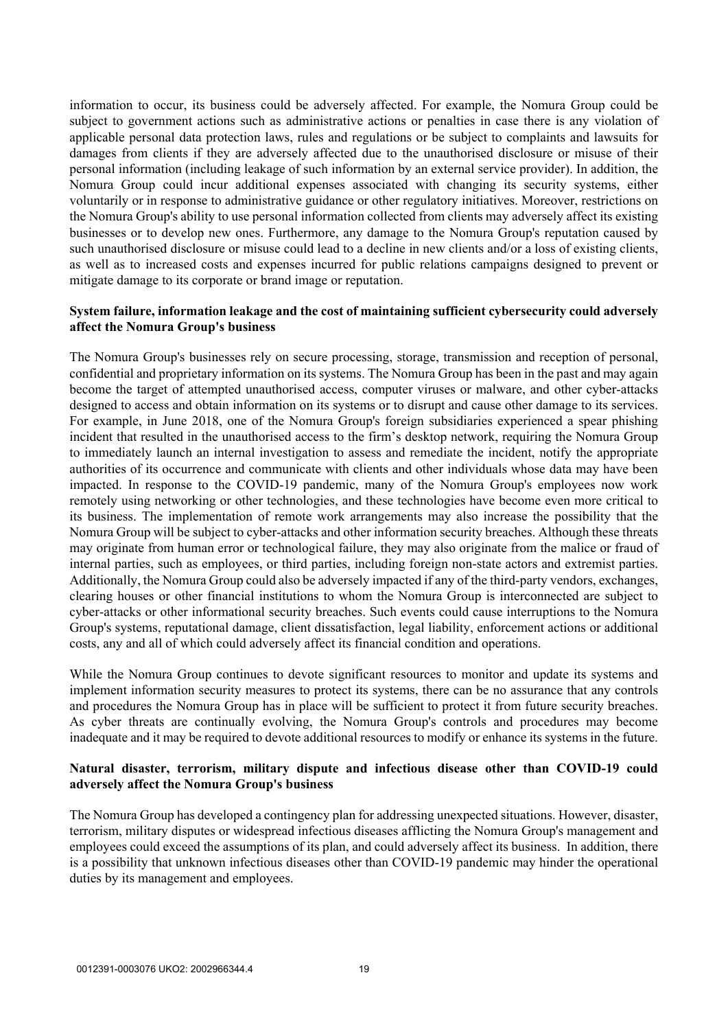information to occur, its business could be adversely affected. For example, the Nomura Group could be subject to government actions such as administrative actions or penalties in case there is any violation of applicable personal data protection laws, rules and regulations or be subject to complaints and lawsuits for damages from clients if they are adversely affected due to the unauthorised disclosure or misuse of their personal information (including leakage of such information by an external service provider). In addition, the Nomura Group could incur additional expenses associated with changing its security systems, either voluntarily or in response to administrative guidance or other regulatory initiatives. Moreover, restrictions on the Nomura Group's ability to use personal information collected from clients may adversely affect its existing businesses or to develop new ones. Furthermore, any damage to the Nomura Group's reputation caused by such unauthorised disclosure or misuse could lead to a decline in new clients and/or a loss of existing clients, as well as to increased costs and expenses incurred for public relations campaigns designed to prevent or mitigate damage to its corporate or brand image or reputation.

**System failure, information leakage and the cost of maintaining sufficient cybersecurity could adversely affect the Nomura Group's business**

The Nomura Group's businesses rely on secure processing, storage, transmission and reception of personal, confidential and proprietary information on its systems. The Nomura Group has been in the past and may again become the target of attempted unauthorised access, computer viruses or malware, and other cyber-attacks designed to access and obtain information on its systems or to disrupt and cause other damage to its services. For example, in June 2018, one of the Nomura Group's foreign subsidiaries experienced a spear phishing incident that resulted in the unauthorised access to the firm's desktop network, requiring the Nomura Group to immediately launch an internal investigation to assess and remediate the incident, notify the appropriate authorities of its occurrence and communicate with clients and other individuals whose data may have been impacted. In response to the COVID-19 pandemic, many of the Nomura Group's employees now work remotely using networking or other technologies, and these technologies have become even more critical to its business. The implementation of remote work arrangements may also increase the possibility that the Nomura Group will be subject to cyber-attacks and other information security breaches. Although these threats may originate from human error or technological failure, they may also originate from the malice or fraud of internal parties, such as employees, or third parties, including foreign non-state actors and extremist parties. Additionally, the Nomura Group could also be adversely impacted if any of the third-party vendors, exchanges, clearing houses or other financial institutions to whom the Nomura Group is interconnected are subject to cyber-attacks or other informational security breaches. Such events could cause interruptions to the Nomura Group's systems, reputational damage, client dissatisfaction, legal liability, enforcement actions or additional costs, any and all of which could adversely affect its financial condition and operations.

While the Nomura Group continues to devote significant resources to monitor and update its systems and implement information security measures to protect its systems, there can be no assurance that any controls and procedures the Nomura Group has in place will be sufficient to protect it from future security breaches. As cyber threats are continually evolving, the Nomura Group's controls and procedures may become inadequate and it may be required to devote additional resources to modify or enhance its systems in the future.

**Natural disaster, terrorism, military dispute and infectious disease other than COVID-19 could adversely affect the Nomura Group's business**

The Nomura Group has developed a contingency plan for addressing unexpected situations. However, disaster, terrorism, military disputes or widespread infectious diseases afflicting the Nomura Group's management and employees could exceed the assumptions of its plan, and could adversely affect its business. In addition, there is a possibility that unknown infectious diseases other than COVID-19 pandemic may hinder the operational duties by its management and employees.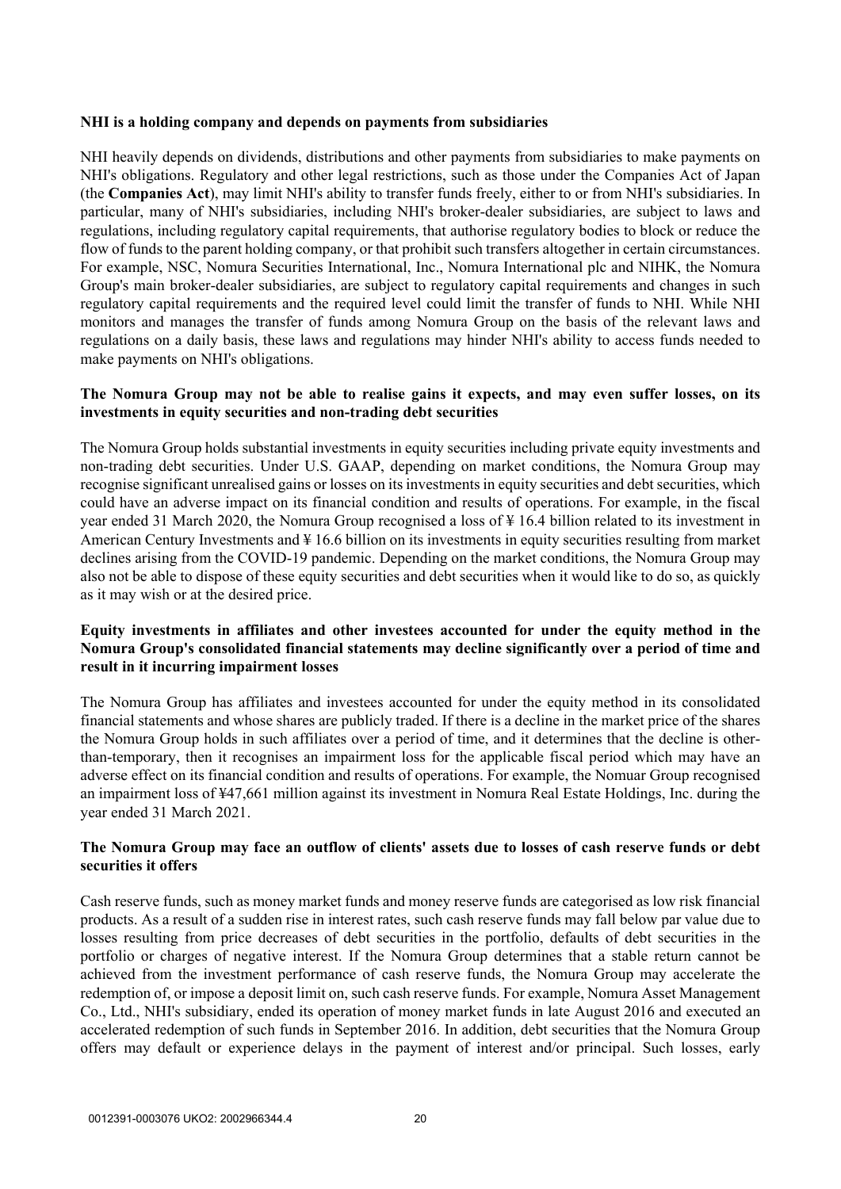**NHI is a holding company and depends on payments from subsidiaries**

NHI heavily depends on dividends, distributions and other payments from subsidiaries to make payments on NHI's obligations. Regulatory and other legal restrictions, such as those under the Companies Act of Japan (the **Companies Act**), may limit NHI's ability to transfer funds freely, either to or from NHI's subsidiaries. In particular, many of NHI's subsidiaries, including NHI's broker-dealer subsidiaries, are subject to laws and regulations, including regulatory capital requirements, that authorise regulatory bodies to block or reduce the flow of funds to the parent holding company, or that prohibit such transfers altogether in certain circumstances. For example, NSC, Nomura Securities International, Inc., Nomura International plc and NIHK, the Nomura Group's main broker-dealer subsidiaries, are subject to regulatory capital requirements and changes in such regulatory capital requirements and the required level could limit the transfer of funds to NHI. While NHI monitors and manages the transfer of funds among Nomura Group on the basis of the relevant laws and regulations on a daily basis, these laws and regulations may hinder NHI's ability to access funds needed to make payments on NHI's obligations.

**The Nomura Group may not be able to realise gains it expects, and may even suffer losses, on its investments in equity securities and non-trading debt securities**

The Nomura Group holds substantial investments in equity securities including private equity investments and non-trading debt securities. Under U.S. GAAP, depending on market conditions, the Nomura Group may recognise significant unrealised gains or losses on its investments in equity securities and debt securities, which could have an adverse impact on its financial condition and results of operations. For example, in the fiscal year ended 31 March 2020, the Nomura Group recognised a loss of ¥ 16.4 billion related to its investment in American Century Investments and ¥ 16.6 billion on its investments in equity securities resulting from market declines arising from the COVID-19 pandemic. Depending on the market conditions, the Nomura Group may also not be able to dispose of these equity securities and debt securities when it would like to do so, as quickly as it may wish or at the desired price.

**Equity investments in affiliates and other investees accounted for under the equity method in the Nomura Group's consolidated financial statements may decline significantly over a period of time and result in it incurring impairment losses**

The Nomura Group has affiliates and investees accounted for under the equity method in its consolidated financial statements and whose shares are publicly traded. If there is a decline in the market price of the shares the Nomura Group holds in such affiliates over a period of time, and it determines that the decline is other-than-temporary, then it recognises an impairment loss for the applicable fiscal period which may have an adverse effect on its financial condition and results of operations. For example, the Nomuar Group recognised an impairment loss of ¥47,661 million against its investment in Nomura Real Estate Holdings, Inc. during the year ended 31 March 2021.

**The Nomura Group may face an outflow of clients' assets due to losses of cash reserve funds or debt securities it offers**

Cash reserve funds, such as money market funds and money reserve funds are categorised as low risk financial products. As a result of a sudden rise in interest rates, such cash reserve funds may fall below par value due to losses resulting from price decreases of debt securities in the portfolio, defaults of debt securities in the portfolio or charges of negative interest. If the Nomura Group determines that a stable return cannot be achieved from the investment performance of cash reserve funds, the Nomura Group may accelerate the redemption of, or impose a deposit limit on, such cash reserve funds. For example, Nomura Asset Management Co., Ltd., NHI's subsidiary, ended its operation of money market funds in late August 2016 and executed an accelerated redemption of such funds in September 2016. In addition, debt securities that the Nomura Group offers may default or experience delays in the payment of interest and/or principal. Such losses, early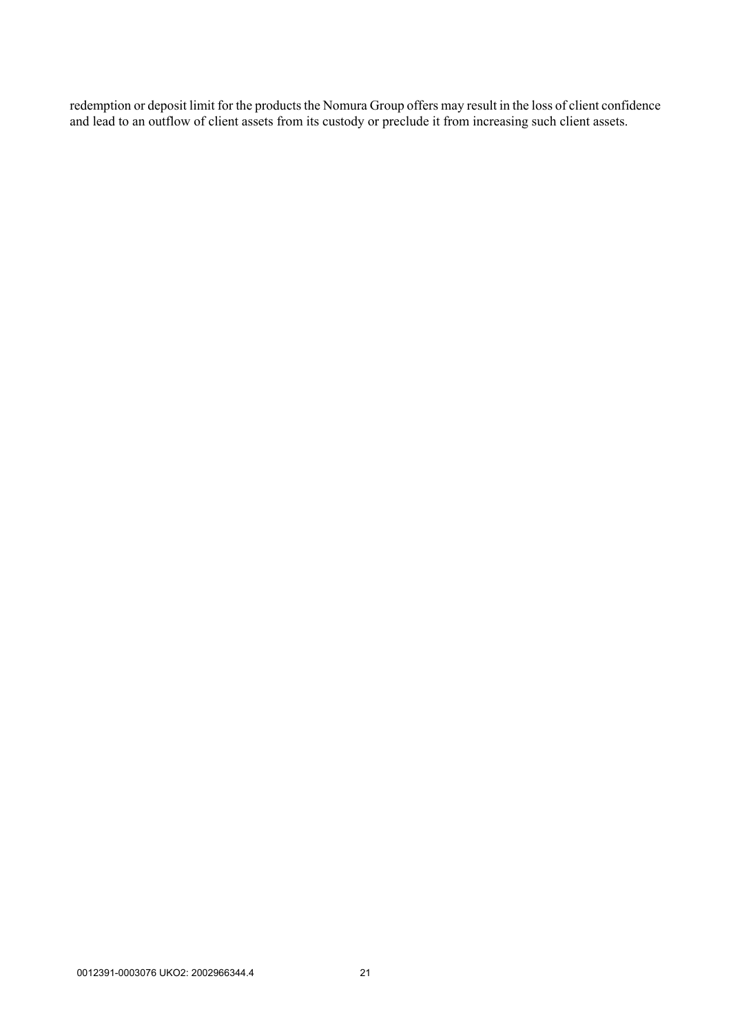redemption or deposit limit for the products the Nomura Group offers may result in the loss of client confidence and lead to an outflow of client assets from its custody or preclude it from increasing such client assets.